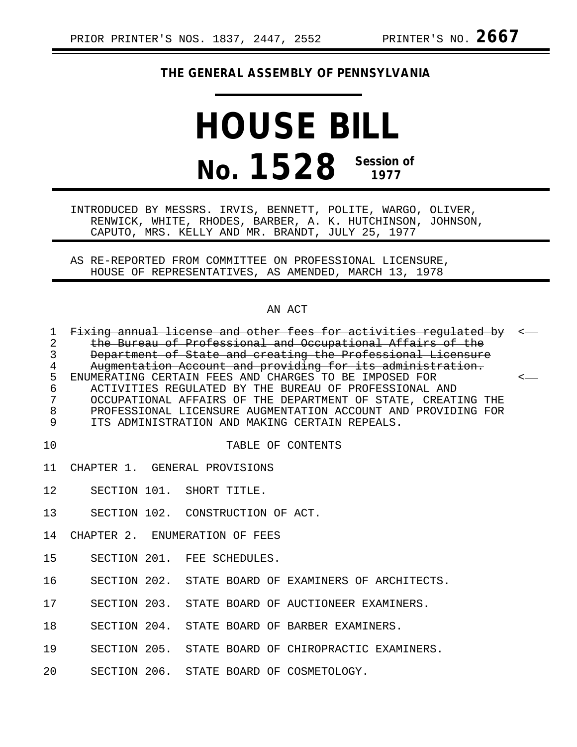PRIOR PRINTER'S NOS. 1837, 2447, 2552 PRINTER'S NO. **2667**

**THE GENERAL ASSEMBLY OF PENNSYLVANIA**

# HOUSE BILL

# No. 1528 Session of 1977

INTRODUCED BY MESSRS. IRVIS, BENNETT, POLITE, WARGO, OLIVER, RENWICK, WHITE, RHODES, BARBER, A. K. HUTCHINSON, JOHNSON, CAPUTO, MRS. KELLY AND MR. BRANDT, JULY 25, 1977

AS RE-REPORTED FROM COMMITTEE ON PROFESSIONAL LICENSURE, HOUSE OF REPRESENTATIVES, AS AMENDED, MARCH 13, 1978

AN ACT

1 ~~Fixing annual license and other fees for activities regulated by~~ <—
2 ~~the Bureau of Professional and Occupational Affairs of the~~
3 ~~Department of State and creating the Professional Licensure~~
4 ~~Augmentation Account and providing for its administration.~~
5 ENUMERATING CERTAIN FEES AND CHARGES TO BE IMPOSED FOR <—
6 ACTIVITIES REGULATED BY THE BUREAU OF PROFESSIONAL AND
7 OCCUPATIONAL AFFAIRS OF THE DEPARTMENT OF STATE, CREATING THE
8 PROFESSIONAL LICENSURE AUGMENTATION ACCOUNT AND PROVIDING FOR
9 ITS ADMINISTRATION AND MAKING CERTAIN REPEALS.

10 TABLE OF CONTENTS

11 CHAPTER 1. GENERAL PROVISIONS

12 SECTION 101. SHORT TITLE.

13 SECTION 102. CONSTRUCTION OF ACT.

14 CHAPTER 2. ENUMERATION OF FEES

15 SECTION 201. FEE SCHEDULES.

16 SECTION 202. STATE BOARD OF EXAMINERS OF ARCHITECTS.

17 SECTION 203. STATE BOARD OF AUCTIONEER EXAMINERS.

18 SECTION 204. STATE BOARD OF BARBER EXAMINERS.

19 SECTION 205. STATE BOARD OF CHIROPRACTIC EXAMINERS.

20 SECTION 206. STATE BOARD OF COSMETOLOGY.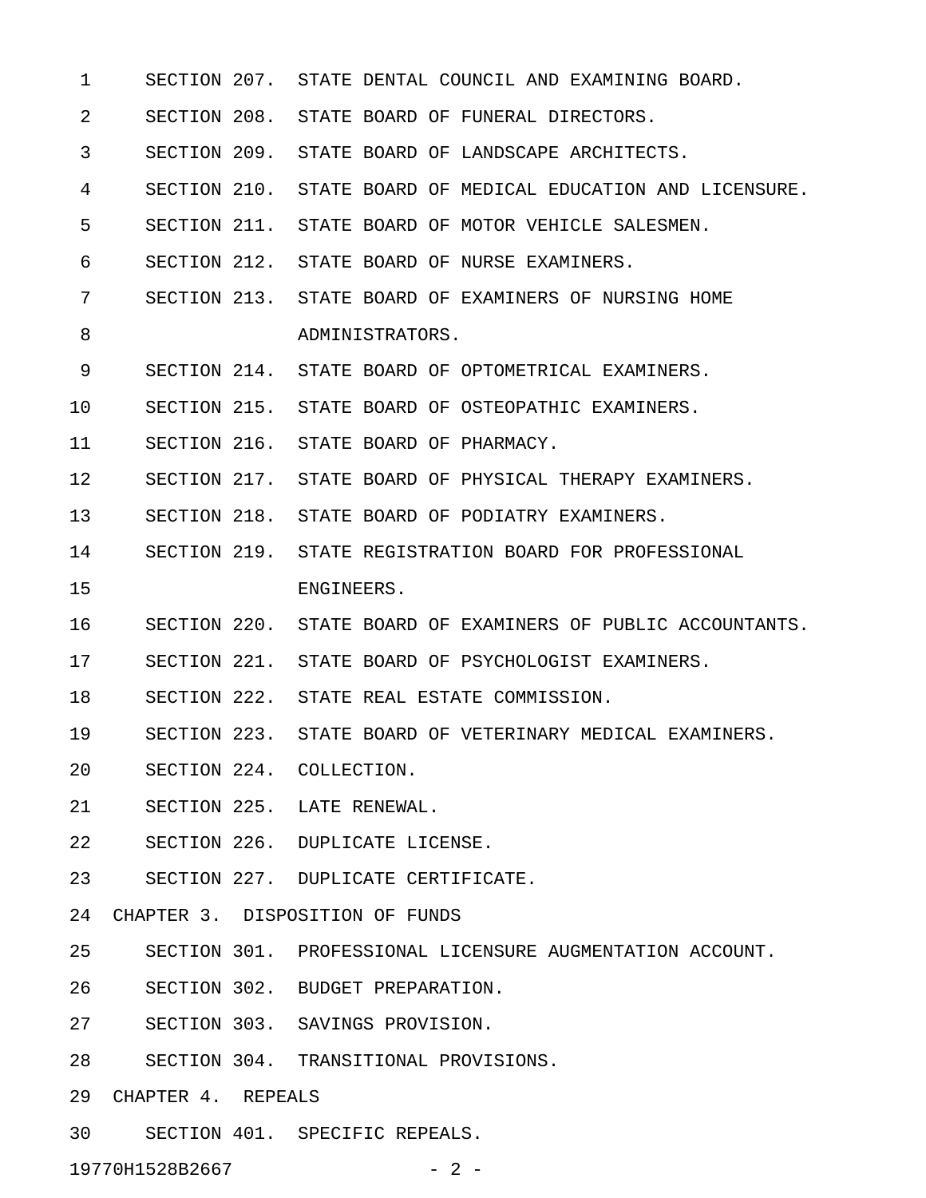SECTION 207. STATE DENTAL COUNCIL AND EXAMINING BOARD.
SECTION 208. STATE BOARD OF FUNERAL DIRECTORS.
SECTION 209. STATE BOARD OF LANDSCAPE ARCHITECTS.
SECTION 210. STATE BOARD OF MEDICAL EDUCATION AND LICENSURE.
SECTION 211. STATE BOARD OF MOTOR VEHICLE SALESMEN.
SECTION 212. STATE BOARD OF NURSE EXAMINERS.
SECTION 213. STATE BOARD OF EXAMINERS OF NURSING HOME ADMINISTRATORS.
SECTION 214. STATE BOARD OF OPTOMETRICAL EXAMINERS.
SECTION 215. STATE BOARD OF OSTEOPATHIC EXAMINERS.
SECTION 216. STATE BOARD OF PHARMACY.
SECTION 217. STATE BOARD OF PHYSICAL THERAPY EXAMINERS.
SECTION 218. STATE BOARD OF PODIATRY EXAMINERS.
SECTION 219. STATE REGISTRATION BOARD FOR PROFESSIONAL ENGINEERS.
SECTION 220. STATE BOARD OF EXAMINERS OF PUBLIC ACCOUNTANTS.
SECTION 221. STATE BOARD OF PSYCHOLOGIST EXAMINERS.
SECTION 222. STATE REAL ESTATE COMMISSION.
SECTION 223. STATE BOARD OF VETERINARY MEDICAL EXAMINERS.
SECTION 224. COLLECTION.
SECTION 225. LATE RENEWAL.
SECTION 226. DUPLICATE LICENSE.
SECTION 227. DUPLICATE CERTIFICATE.

CHAPTER 3. DISPOSITION OF FUNDS

SECTION 301. PROFESSIONAL LICENSURE AUGMENTATION ACCOUNT.
SECTION 302. BUDGET PREPARATION.
SECTION 303. SAVINGS PROVISION.
SECTION 304. TRANSITIONAL PROVISIONS.

CHAPTER 4. REPEALS

SECTION 401. SPECIFIC REPEALS.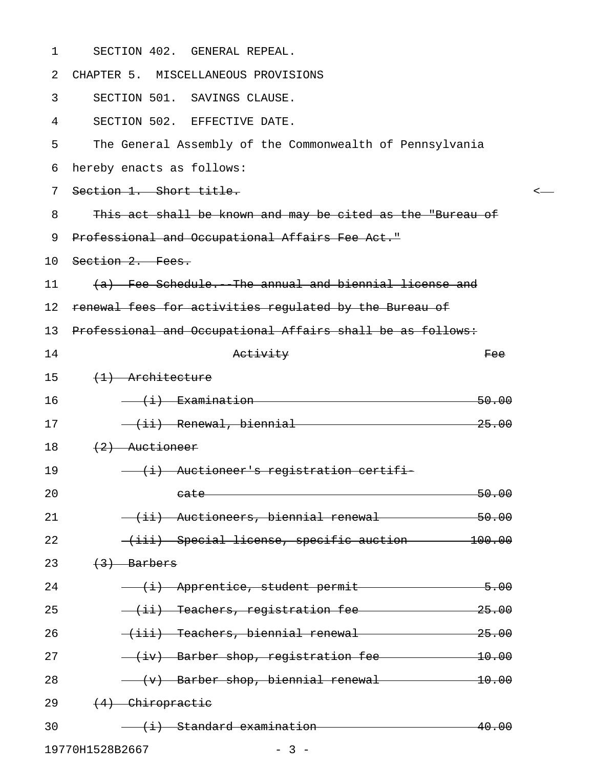SECTION 402. GENERAL REPEAL.

CHAPTER 5. MISCELLANEOUS PROVISIONS

SECTION 501. SAVINGS CLAUSE.

SECTION 502. EFFECTIVE DATE.

The General Assembly of the Commonwealth of Pennsylvania hereby enacts as follows:

~~Section 1. Short title.~~

~~This act shall be known and may be cited as the "Bureau of Professional and Occupational Affairs Fee Act."~~

~~Section 2. Fees.~~

~~(a) Fee Schedule.--The annual and biennial license and renewal fees for activities regulated by the Bureau of Professional and Occupational Affairs shall be as follows:~~

| ~~Activity~~ | ~~Fee~~ |
|---|---|
| ~~(1) Architecture~~ | |
| ~~(i) Examination~~ | ~~50.00~~ |
| ~~(ii) Renewal, biennial~~ | ~~25.00~~ |
| ~~(2) Auctioneer~~ | |
| ~~(i) Auctioneer's registration certificate~~ | ~~50.00~~ |
| ~~(ii) Auctioneers, biennial renewal~~ | ~~50.00~~ |
| ~~(iii) Special license, specific auction~~ | ~~100.00~~ |
| ~~(3) Barbers~~ | |
| ~~(i) Apprentice, student permit~~ | ~~5.00~~ |
| ~~(ii) Teachers, registration fee~~ | ~~25.00~~ |
| ~~(iii) Teachers, biennial renewal~~ | ~~25.00~~ |
| ~~(iv) Barber shop, registration fee~~ | ~~10.00~~ |
| ~~(v) Barber shop, biennial renewal~~ | ~~10.00~~ |
| ~~(4) Chiropractic~~ | |
| ~~(i) Standard examination~~ | ~~40.00~~ |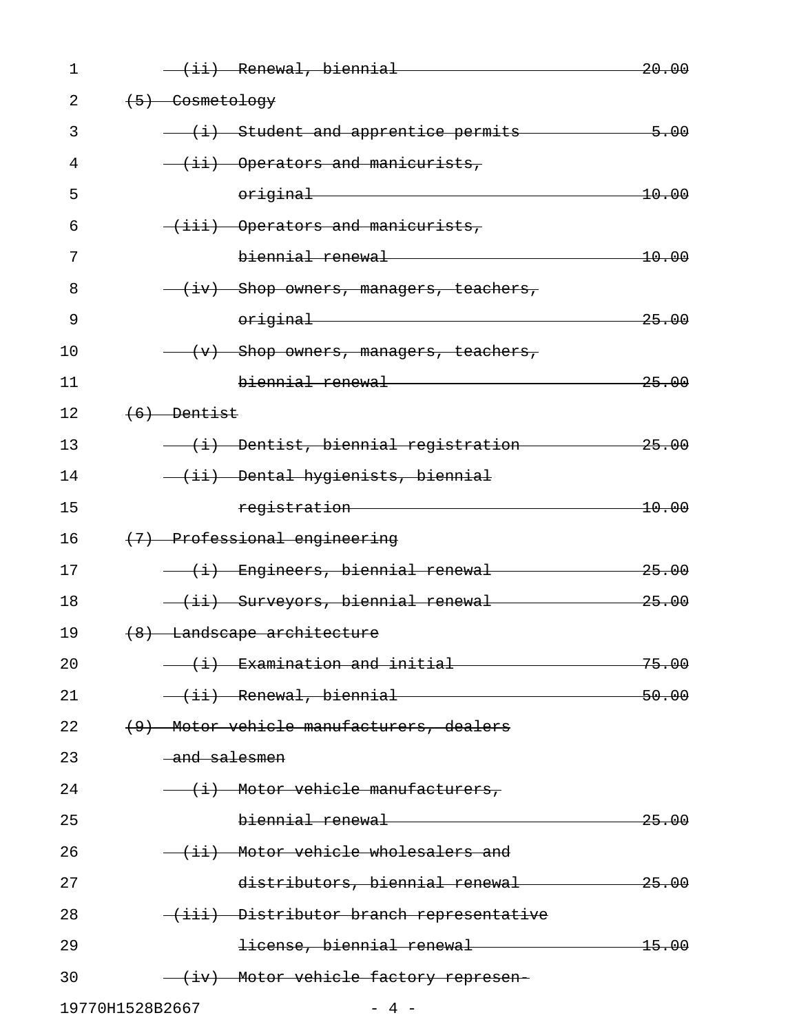~~(ii) Renewal, biennial 20.00~~

~~(5) Cosmetology~~

~~(i) Student and apprentice permits 5.00~~

~~(ii) Operators and manicurists, original 10.00~~

~~(iii) Operators and manicurists, biennial renewal 10.00~~

~~(iv) Shop owners, managers, teachers, original 25.00~~

~~(v) Shop owners, managers, teachers, biennial renewal 25.00~~

~~(6) Dentist~~

~~(i) Dentist, biennial registration 25.00~~

~~(ii) Dental hygienists, biennial registration 10.00~~

~~(7) Professional engineering~~

~~(i) Engineers, biennial renewal 25.00~~

~~(ii) Surveyors, biennial renewal 25.00~~

~~(8) Landscape architecture~~

~~(i) Examination and initial 75.00~~

~~(ii) Renewal, biennial 50.00~~

~~(9) Motor vehicle manufacturers, dealers and salesmen~~

~~(i) Motor vehicle manufacturers, biennial renewal 25.00~~

~~(ii) Motor vehicle wholesalers and distributors, biennial renewal 25.00~~

~~(iii) Distributor branch representative license, biennial renewal 15.00~~

~~(iv) Motor vehicle factory represen-~~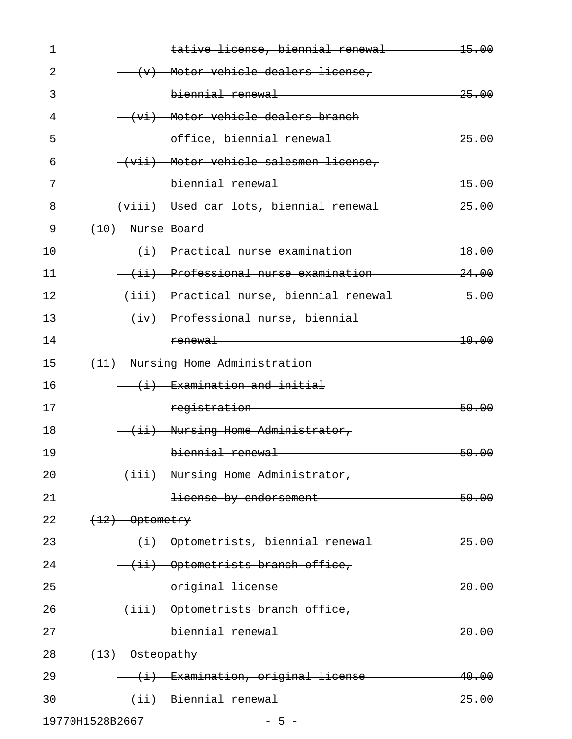~~tative license, biennial renewal 15.00~~

~~(v) Motor vehicle dealers license, biennial renewal 25.00~~

~~(vi) Motor vehicle dealers branch office, biennial renewal 25.00~~

~~(vii) Motor vehicle salesmen license, biennial renewal 15.00~~

~~(viii) Used car lots, biennial renewal 25.00~~

~~(10) Nurse Board~~

~~(i) Practical nurse examination 18.00~~

~~(ii) Professional nurse examination 24.00~~

~~(iii) Practical nurse, biennial renewal 5.00~~

~~(iv) Professional nurse, biennial renewal 10.00~~

~~(11) Nursing Home Administration~~

~~(i) Examination and initial registration 50.00~~

~~(ii) Nursing Home Administrator, biennial renewal 50.00~~

~~(iii) Nursing Home Administrator, license by endorsement 50.00~~

~~(12) Optometry~~

~~(i) Optometrists, biennial renewal 25.00~~

~~(ii) Optometrists branch office, original license 20.00~~

~~(iii) Optometrists branch office, biennial renewal 20.00~~

~~(13) Osteopathy~~

~~(i) Examination, original license 40.00~~

~~(ii) Biennial renewal 25.00~~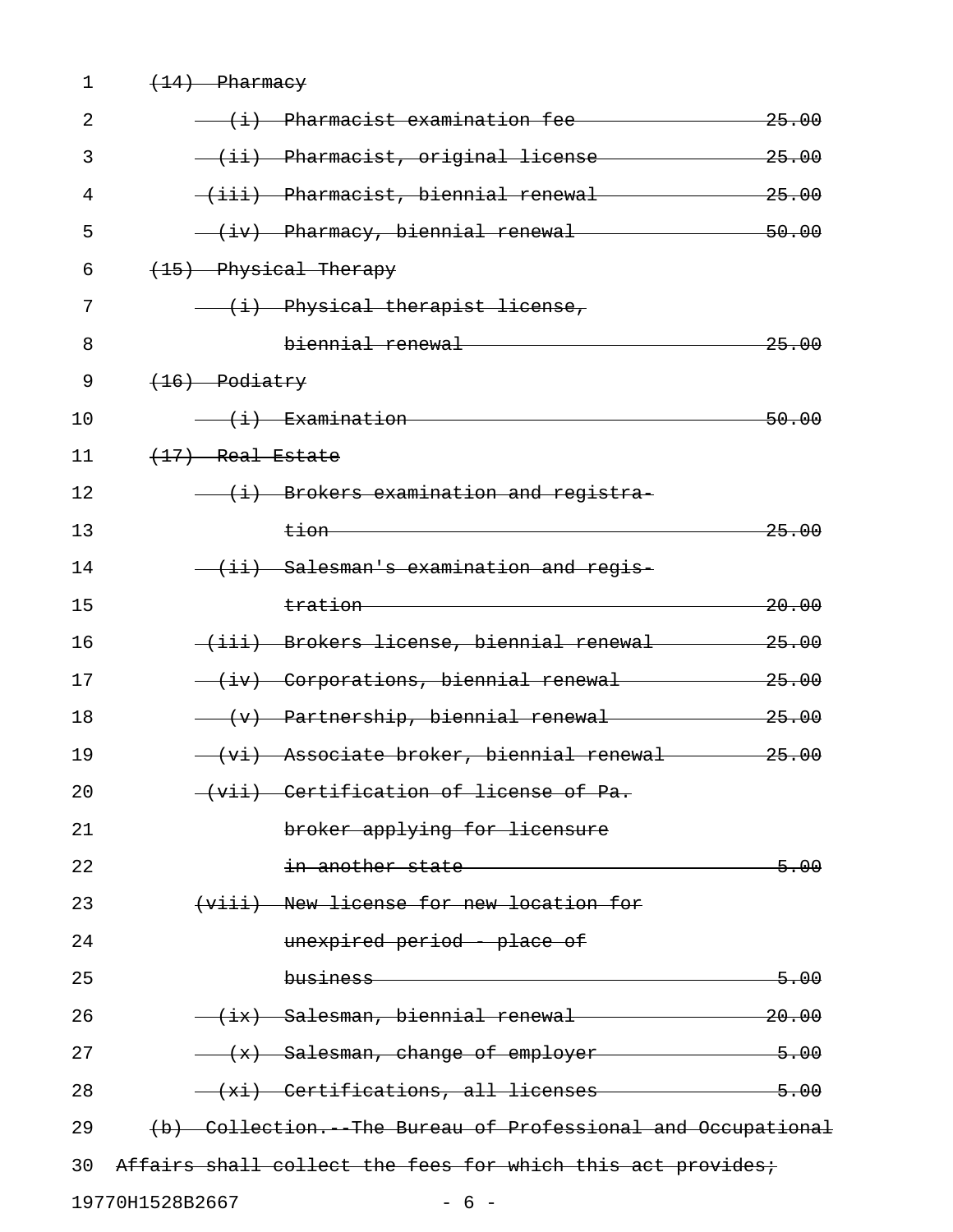~~(14) Pharmacy~~

~~(i) Pharmacist examination fee 25.00~~

~~(ii) Pharmacist, original license 25.00~~

~~(iii) Pharmacist, biennial renewal 25.00~~

~~(iv) Pharmacy, biennial renewal 50.00~~

~~(15) Physical Therapy~~

~~(i) Physical therapist license, biennial renewal 25.00~~

~~(16) Podiatry~~

~~(i) Examination 50.00~~

~~(17) Real Estate~~

~~(i) Brokers examination and registration 25.00~~

~~(ii) Salesman's examination and registration 20.00~~

~~(iii) Brokers license, biennial renewal 25.00~~

~~(iv) Corporations, biennial renewal 25.00~~

~~(v) Partnership, biennial renewal 25.00~~

~~(vi) Associate broker, biennial renewal 25.00~~

~~(vii) Certification of license of Pa. broker applying for licensure in another state 5.00~~

~~(viii) New license for new location for unexpired period - place of business 5.00~~

~~(ix) Salesman, biennial renewal 20.00~~

~~(x) Salesman, change of employer 5.00~~

~~(xi) Certifications, all licenses 5.00~~

~~(b) Collection.--The Bureau of Professional and Occupational Affairs shall collect the fees for which this act provides;~~

19770H1528B2667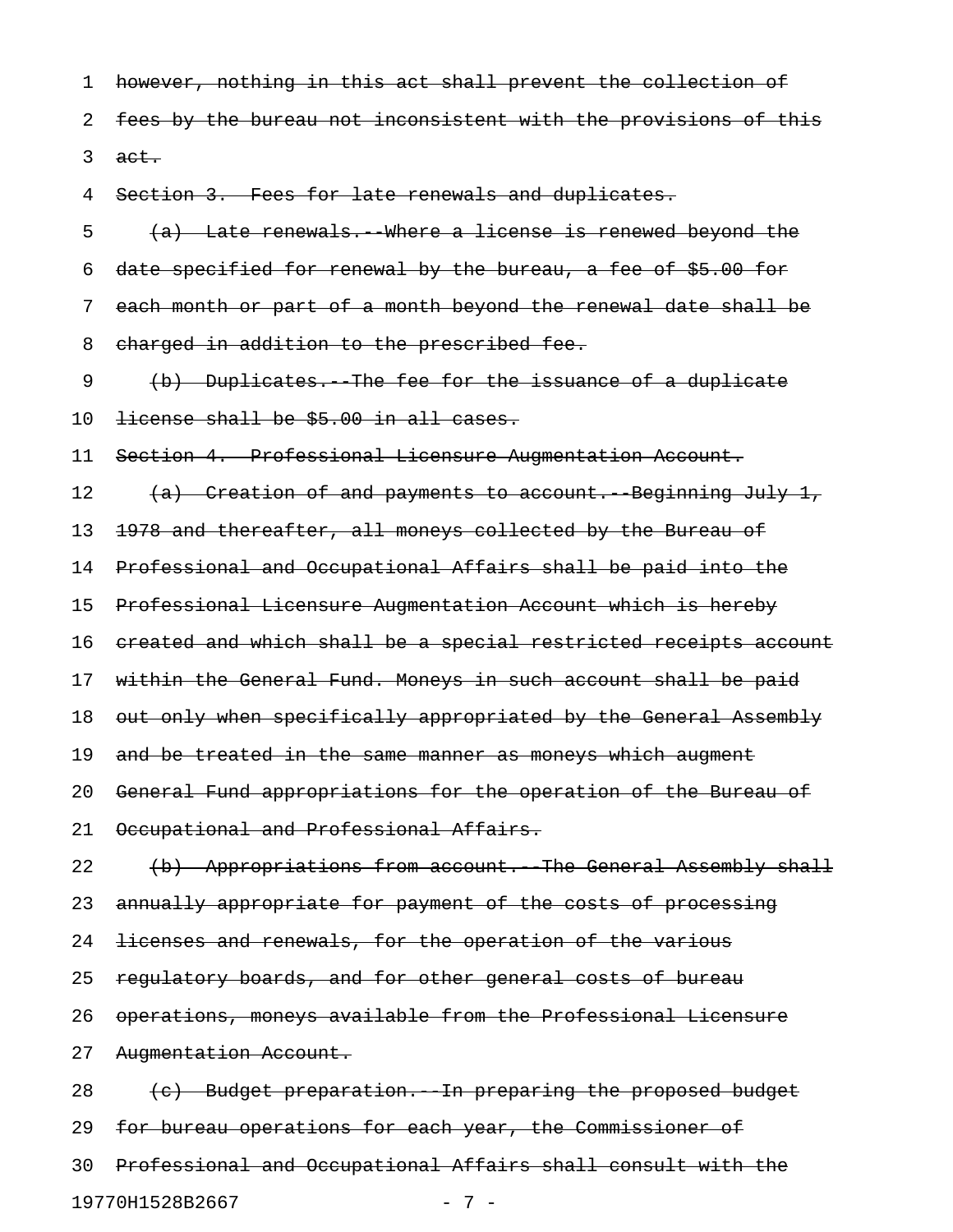~~however, nothing in this act shall prevent the collection of fees by the bureau not inconsistent with the provisions of this act.~~

~~Section 3. Fees for late renewals and duplicates.~~

~~(a) Late renewals.--Where a license is renewed beyond the date specified for renewal by the bureau, a fee of $5.00 for each month or part of a month beyond the renewal date shall be charged in addition to the prescribed fee.~~

~~(b) Duplicates.--The fee for the issuance of a duplicate license shall be $5.00 in all cases.~~

~~Section 4. Professional Licensure Augmentation Account.~~

~~(a) Creation of and payments to account.--Beginning July 1, 1978 and thereafter, all moneys collected by the Bureau of Professional and Occupational Affairs shall be paid into the Professional Licensure Augmentation Account which is hereby created and which shall be a special restricted receipts account within the General Fund. Moneys in such account shall be paid out only when specifically appropriated by the General Assembly and be treated in the same manner as moneys which augment General Fund appropriations for the operation of the Bureau of Occupational and Professional Affairs.~~

~~(b) Appropriations from account.--The General Assembly shall annually appropriate for payment of the costs of processing licenses and renewals, for the operation of the various regulatory boards, and for other general costs of bureau operations, moneys available from the Professional Licensure Augmentation Account.~~

~~(c) Budget preparation.--In preparing the proposed budget for bureau operations for each year, the Commissioner of Professional and Occupational Affairs shall consult with the~~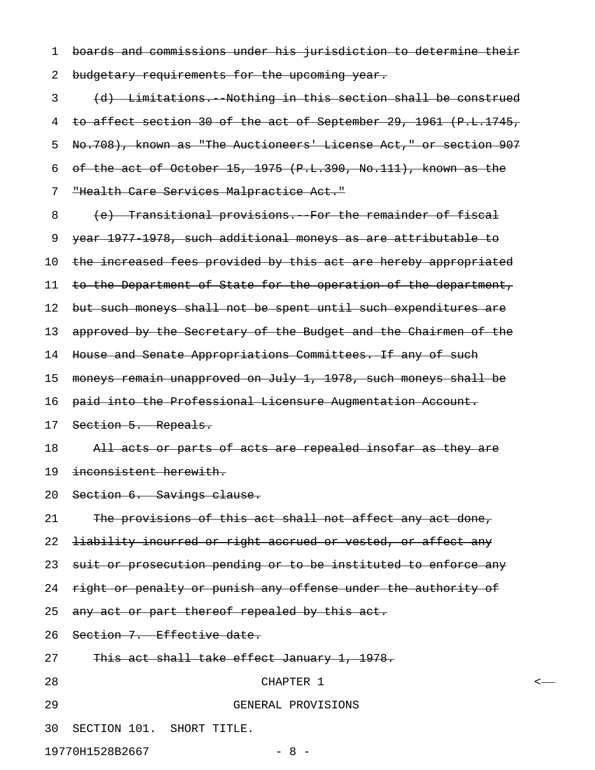~~boards and commissions under his jurisdiction to determine their budgetary requirements for the upcoming year.~~

~~(d) Limitations.--Nothing in this section shall be construed to affect section 30 of the act of September 29, 1961 (P.L.1745, No.708), known as "The Auctioneers' License Act," or section 907 of the act of October 15, 1975 (P.L.390, No.111), known as the "Health Care Services Malpractice Act."~~

~~(e) Transitional provisions.--For the remainder of fiscal year 1977-1978, such additional moneys as are attributable to the increased fees provided by this act are hereby appropriated to the Department of State for the operation of the department, but such moneys shall not be spent until such expenditures are approved by the Secretary of the Budget and the Chairmen of the House and Senate Appropriations Committees. If any of such moneys remain unapproved on July 1, 1978, such moneys shall be paid into the Professional Licensure Augmentation Account.~~

~~Section 5. Repeals.~~

~~All acts or parts of acts are repealed insofar as they are inconsistent herewith.~~

~~Section 6. Savings clause.~~

~~The provisions of this act shall not affect any act done, liability incurred or right accrued or vested, or affect any suit or prosecution pending or to be instituted to enforce any right or penalty or punish any offense under the authority of any act or part thereof repealed by this act.~~

~~Section 7. Effective date.~~

~~This act shall take effect January 1, 1978.~~

CHAPTER 1

GENERAL PROVISIONS

SECTION 101. SHORT TITLE.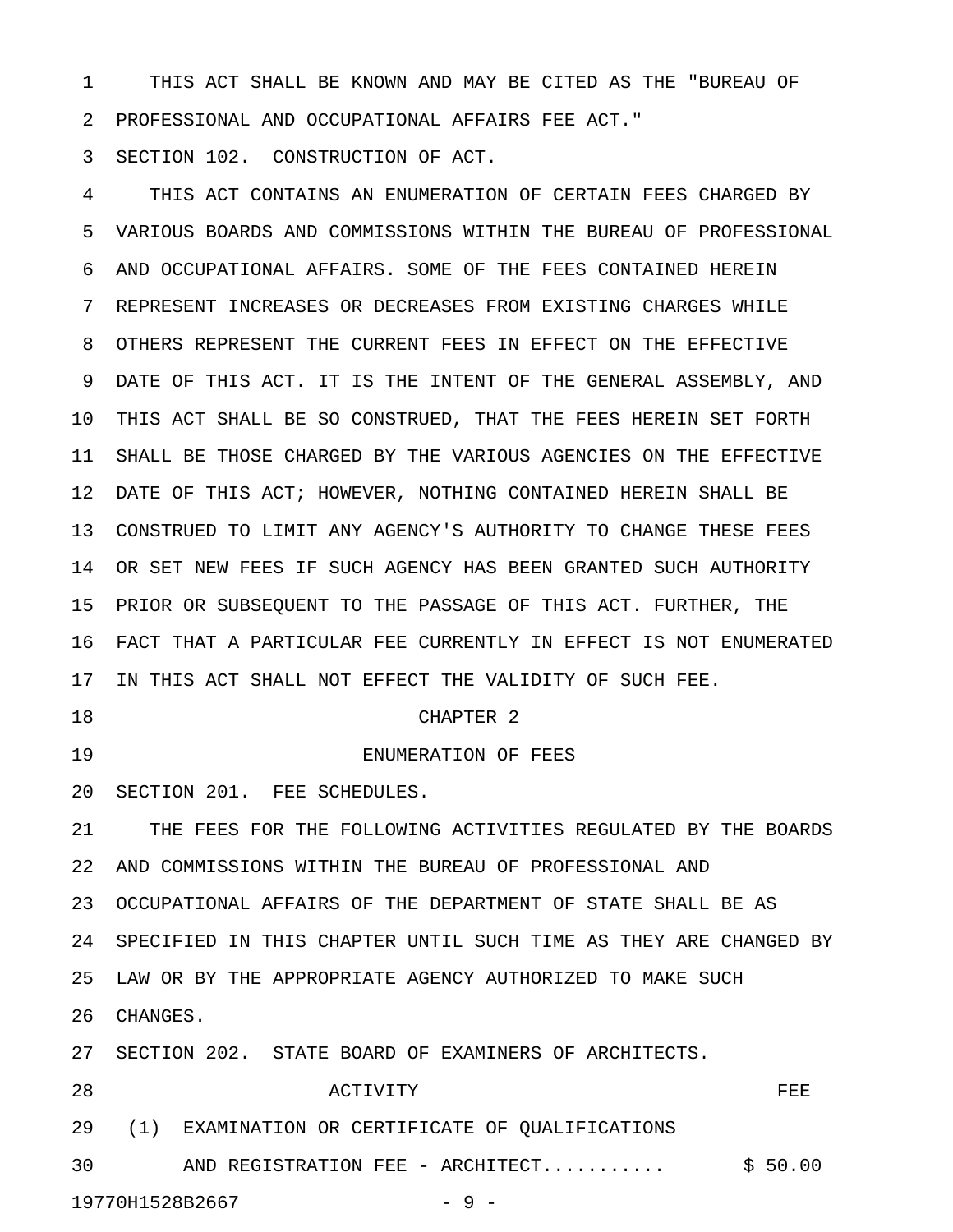THIS ACT SHALL BE KNOWN AND MAY BE CITED AS THE "BUREAU OF PROFESSIONAL AND OCCUPATIONAL AFFAIRS FEE ACT."

SECTION 102. CONSTRUCTION OF ACT.

THIS ACT CONTAINS AN ENUMERATION OF CERTAIN FEES CHARGED BY VARIOUS BOARDS AND COMMISSIONS WITHIN THE BUREAU OF PROFESSIONAL AND OCCUPATIONAL AFFAIRS. SOME OF THE FEES CONTAINED HEREIN REPRESENT INCREASES OR DECREASES FROM EXISTING CHARGES WHILE OTHERS REPRESENT THE CURRENT FEES IN EFFECT ON THE EFFECTIVE DATE OF THIS ACT. IT IS THE INTENT OF THE GENERAL ASSEMBLY, AND THIS ACT SHALL BE SO CONSTRUED, THAT THE FEES HEREIN SET FORTH SHALL BE THOSE CHARGED BY THE VARIOUS AGENCIES ON THE EFFECTIVE DATE OF THIS ACT; HOWEVER, NOTHING CONTAINED HEREIN SHALL BE CONSTRUED TO LIMIT ANY AGENCY'S AUTHORITY TO CHANGE THESE FEES OR SET NEW FEES IF SUCH AGENCY HAS BEEN GRANTED SUCH AUTHORITY PRIOR OR SUBSEQUENT TO THE PASSAGE OF THIS ACT. FURTHER, THE FACT THAT A PARTICULAR FEE CURRENTLY IN EFFECT IS NOT ENUMERATED IN THIS ACT SHALL NOT EFFECT THE VALIDITY OF SUCH FEE.

## CHAPTER 2

## ENUMERATION OF FEES

SECTION 201. FEE SCHEDULES.

THE FEES FOR THE FOLLOWING ACTIVITIES REGULATED BY THE BOARDS AND COMMISSIONS WITHIN THE BUREAU OF PROFESSIONAL AND OCCUPATIONAL AFFAIRS OF THE DEPARTMENT OF STATE SHALL BE AS SPECIFIED IN THIS CHAPTER UNTIL SUCH TIME AS THEY ARE CHANGED BY LAW OR BY THE APPROPRIATE AGENCY AUTHORIZED TO MAKE SUCH CHANGES.

SECTION 202. STATE BOARD OF EXAMINERS OF ARCHITECTS.

| ACTIVITY | FEE |
|---|---|
| (1) EXAMINATION OR CERTIFICATE OF QUALIFICATIONS AND REGISTRATION FEE - ARCHITECT........... | $ 50.00 |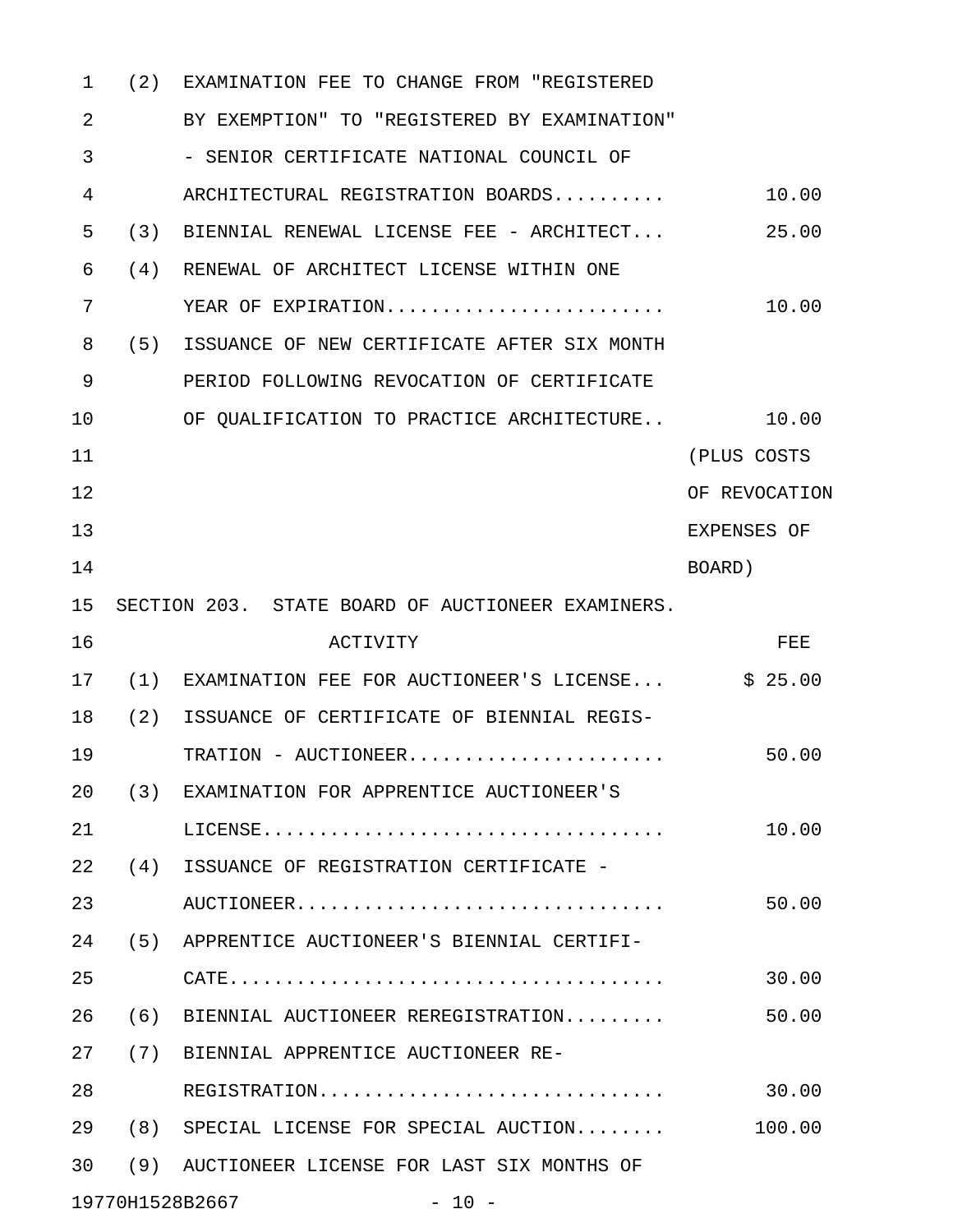| | | |
|---|---|---|
| (2) | EXAMINATION FEE TO CHANGE FROM "REGISTERED BY EXEMPTION" TO "REGISTERED BY EXAMINATION" - SENIOR CERTIFICATE NATIONAL COUNCIL OF ARCHITECTURAL REGISTRATION BOARDS.......... | 10.00 |
| (3) | BIENNIAL RENEWAL LICENSE FEE - ARCHITECT... | 25.00 |
| (4) | RENEWAL OF ARCHITECT LICENSE WITHIN ONE YEAR OF EXPIRATION......................... | 10.00 |
| (5) | ISSUANCE OF NEW CERTIFICATE AFTER SIX MONTH PERIOD FOLLOWING REVOCATION OF CERTIFICATE OF QUALIFICATION TO PRACTICE ARCHITECTURE.. | 10.00 (PLUS COSTS OF REVOCATION EXPENSES OF BOARD) |

SECTION 203. STATE BOARD OF AUCTIONEER EXAMINERS.

| | ACTIVITY | FEE |
|---|---|---|
| (1) | EXAMINATION FEE FOR AUCTIONEER'S LICENSE... | $ 25.00 |
| (2) | ISSUANCE OF CERTIFICATE OF BIENNIAL REGISTRATION - AUCTIONEER....................... | 50.00 |
| (3) | EXAMINATION FOR APPRENTICE AUCTIONEER'S LICENSE.................................. | 10.00 |
| (4) | ISSUANCE OF REGISTRATION CERTIFICATE - AUCTIONEER................................ | 50.00 |
| (5) | APPRENTICE AUCTIONEER'S BIENNIAL CERTIFICATE..................................... | 30.00 |
| (6) | BIENNIAL AUCTIONEER REREGISTRATION......... | 50.00 |
| (7) | BIENNIAL APPRENTICE AUCTIONEER REREGISTRATION.............................. | 30.00 |
| (8) | SPECIAL LICENSE FOR SPECIAL AUCTION........ | 100.00 |
| (9) | AUCTIONEER LICENSE FOR LAST SIX MONTHS OF | |

19770H1528B2667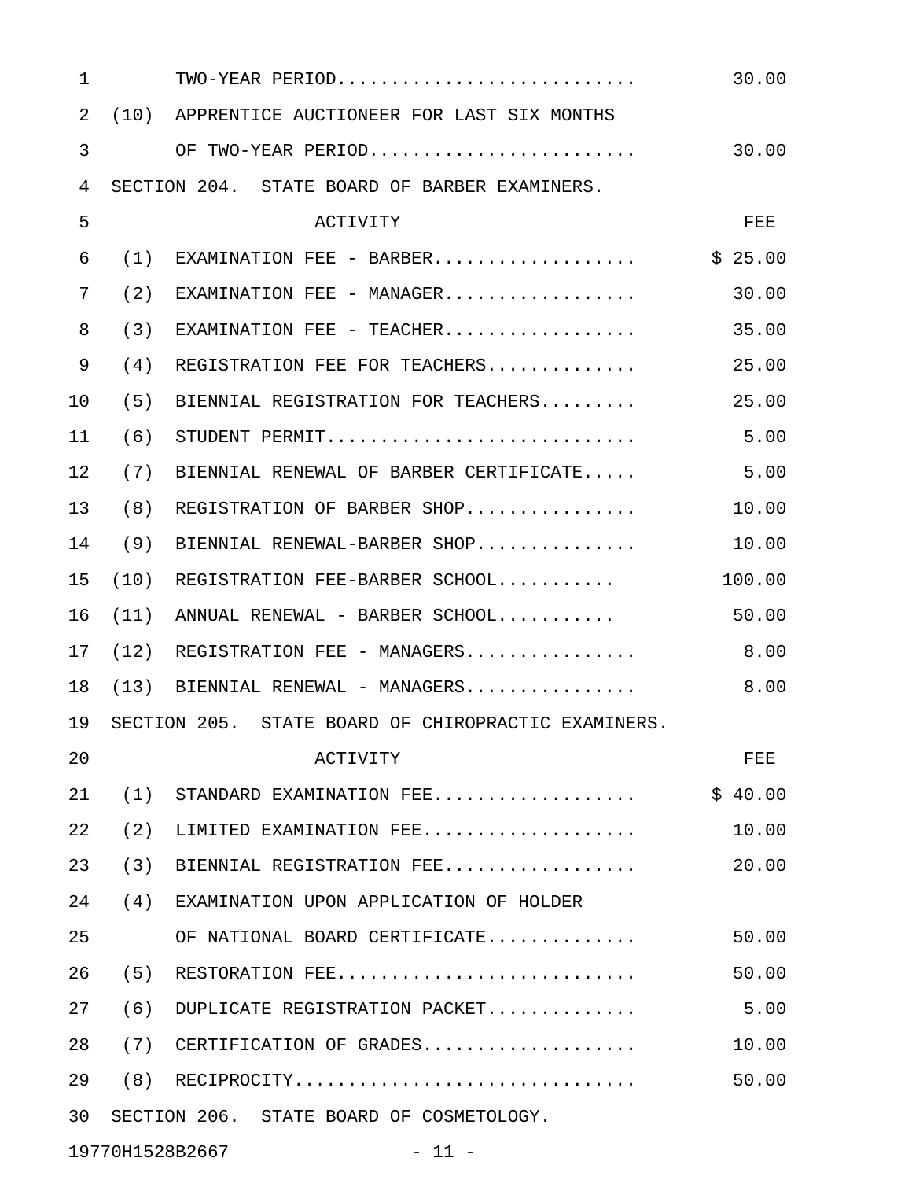| | |
|---|---|
| TWO-YEAR PERIOD.......................... | 30.00 |
| (10) APPRENTICE AUCTIONEER FOR LAST SIX MONTHS OF TWO-YEAR PERIOD........................ | 30.00 |

SECTION 204. STATE BOARD OF BARBER EXAMINERS.

| ACTIVITY | FEE |
|---|---|
| (1) EXAMINATION FEE - BARBER.................. | $ 25.00 |
| (2) EXAMINATION FEE - MANAGER................. | 30.00 |
| (3) EXAMINATION FEE - TEACHER................. | 35.00 |
| (4) REGISTRATION FEE FOR TEACHERS............. | 25.00 |
| (5) BIENNIAL REGISTRATION FOR TEACHERS......... | 25.00 |
| (6) STUDENT PERMIT............................ | 5.00 |
| (7) BIENNIAL RENEWAL OF BARBER CERTIFICATE..... | 5.00 |
| (8) REGISTRATION OF BARBER SHOP............... | 10.00 |
| (9) BIENNIAL RENEWAL-BARBER SHOP.............. | 10.00 |
| (10) REGISTRATION FEE-BARBER SCHOOL........... | 100.00 |
| (11) ANNUAL RENEWAL - BARBER SCHOOL........... | 50.00 |
| (12) REGISTRATION FEE - MANAGERS............... | 8.00 |
| (13) BIENNIAL RENEWAL - MANAGERS............... | 8.00 |

SECTION 205. STATE BOARD OF CHIROPRACTIC EXAMINERS.

| ACTIVITY | FEE |
|---|---|
| (1) STANDARD EXAMINATION FEE.................. | $ 40.00 |
| (2) LIMITED EXAMINATION FEE................... | 10.00 |
| (3) BIENNIAL REGISTRATION FEE................. | 20.00 |
| (4) EXAMINATION UPON APPLICATION OF HOLDER OF NATIONAL BOARD CERTIFICATE............. | 50.00 |
| (5) RESTORATION FEE........................... | 50.00 |
| (6) DUPLICATE REGISTRATION PACKET............. | 5.00 |
| (7) CERTIFICATION OF GRADES................... | 10.00 |
| (8) RECIPROCITY............................... | 50.00 |

SECTION 206. STATE BOARD OF COSMETOLOGY.

19770H1528B2667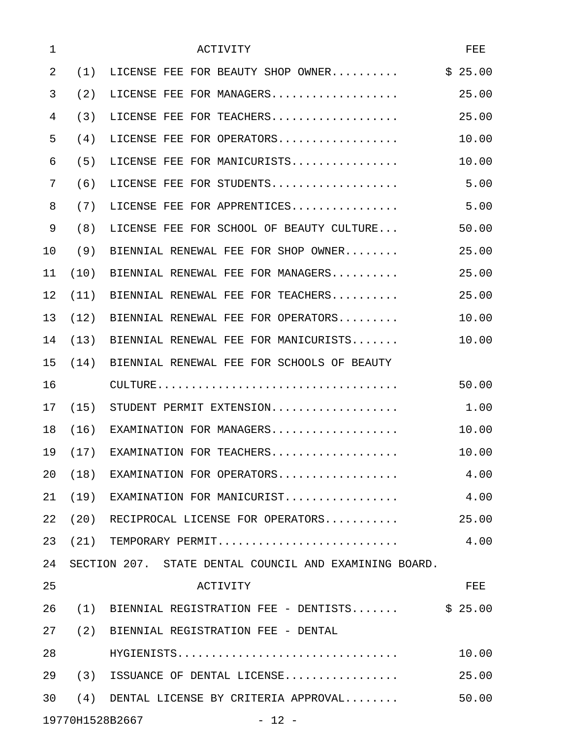| ACTIVITY | FEE |
|---|---|
| (1) LICENSE FEE FOR BEAUTY SHOP OWNER.......... | $ 25.00 |
| (2) LICENSE FEE FOR MANAGERS................... | 25.00 |
| (3) LICENSE FEE FOR TEACHERS................... | 25.00 |
| (4) LICENSE FEE FOR OPERATORS.................. | 10.00 |
| (5) LICENSE FEE FOR MANICURISTS................ | 10.00 |
| (6) LICENSE FEE FOR STUDENTS................... | 5.00 |
| (7) LICENSE FEE FOR APPRENTICES................ | 5.00 |
| (8) LICENSE FEE FOR SCHOOL OF BEAUTY CULTURE... | 50.00 |
| (9) BIENNIAL RENEWAL FEE FOR SHOP OWNER........ | 25.00 |
| (10) BIENNIAL RENEWAL FEE FOR MANAGERS.......... | 25.00 |
| (11) BIENNIAL RENEWAL FEE FOR TEACHERS.......... | 25.00 |
| (12) BIENNIAL RENEWAL FEE FOR OPERATORS......... | 10.00 |
| (13) BIENNIAL RENEWAL FEE FOR MANICURISTS....... | 10.00 |
| (14) BIENNIAL RENEWAL FEE FOR SCHOOLS OF BEAUTY CULTURE.................................... | 50.00 |
| (15) STUDENT PERMIT EXTENSION................... | 1.00 |
| (16) EXAMINATION FOR MANAGERS................... | 10.00 |
| (17) EXAMINATION FOR TEACHERS................... | 10.00 |
| (18) EXAMINATION FOR OPERATORS.................. | 4.00 |
| (19) EXAMINATION FOR MANICURIST................. | 4.00 |
| (20) RECIPROCAL LICENSE FOR OPERATORS........... | 25.00 |
| (21) TEMPORARY PERMIT........................... | 4.00 |

SECTION 207. STATE DENTAL COUNCIL AND EXAMINING BOARD.

| ACTIVITY | FEE |
|---|---|
| (1) BIENNIAL REGISTRATION FEE - DENTISTS....... | $ 25.00 |
| (2) BIENNIAL REGISTRATION FEE - DENTAL HYGIENISTS................................ | 10.00 |
| (3) ISSUANCE OF DENTAL LICENSE................. | 25.00 |
| (4) DENTAL LICENSE BY CRITERIA APPROVAL........ | 50.00 |

19770H1528B2667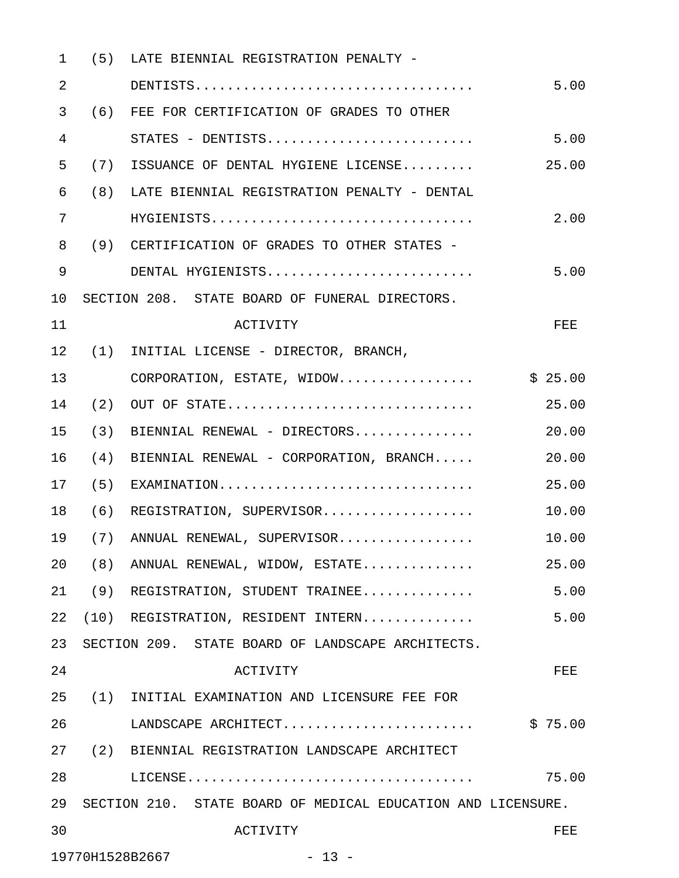| | |
|---|---|
| (5) LATE BIENNIAL REGISTRATION PENALTY - DENTISTS | 5.00 |
| (6) FEE FOR CERTIFICATION OF GRADES TO OTHER STATES - DENTISTS | 5.00 |
| (7) ISSUANCE OF DENTAL HYGIENE LICENSE | 25.00 |
| (8) LATE BIENNIAL REGISTRATION PENALTY - DENTAL HYGIENISTS | 2.00 |
| (9) CERTIFICATION OF GRADES TO OTHER STATES - DENTAL HYGIENISTS | 5.00 |

SECTION 208. STATE BOARD OF FUNERAL DIRECTORS.

| ACTIVITY | FEE |
|---|---|
| (1) INITIAL LICENSE - DIRECTOR, BRANCH, CORPORATION, ESTATE, WIDOW | $ 25.00 |
| (2) OUT OF STATE | 25.00 |
| (3) BIENNIAL RENEWAL - DIRECTORS | 20.00 |
| (4) BIENNIAL RENEWAL - CORPORATION, BRANCH | 20.00 |
| (5) EXAMINATION | 25.00 |
| (6) REGISTRATION, SUPERVISOR | 10.00 |
| (7) ANNUAL RENEWAL, SUPERVISOR | 10.00 |
| (8) ANNUAL RENEWAL, WIDOW, ESTATE | 25.00 |
| (9) REGISTRATION, STUDENT TRAINEE | 5.00 |
| (10) REGISTRATION, RESIDENT INTERN | 5.00 |

SECTION 209. STATE BOARD OF LANDSCAPE ARCHITECTS.

| ACTIVITY | FEE |
|---|---|
| (1) INITIAL EXAMINATION AND LICENSURE FEE FOR LANDSCAPE ARCHITECT | $ 75.00 |
| (2) BIENNIAL REGISTRATION LANDSCAPE ARCHITECT LICENSE | 75.00 |

SECTION 210. STATE BOARD OF MEDICAL EDUCATION AND LICENSURE.

| ACTIVITY | FEE |
|---|---|

19770H1528B2667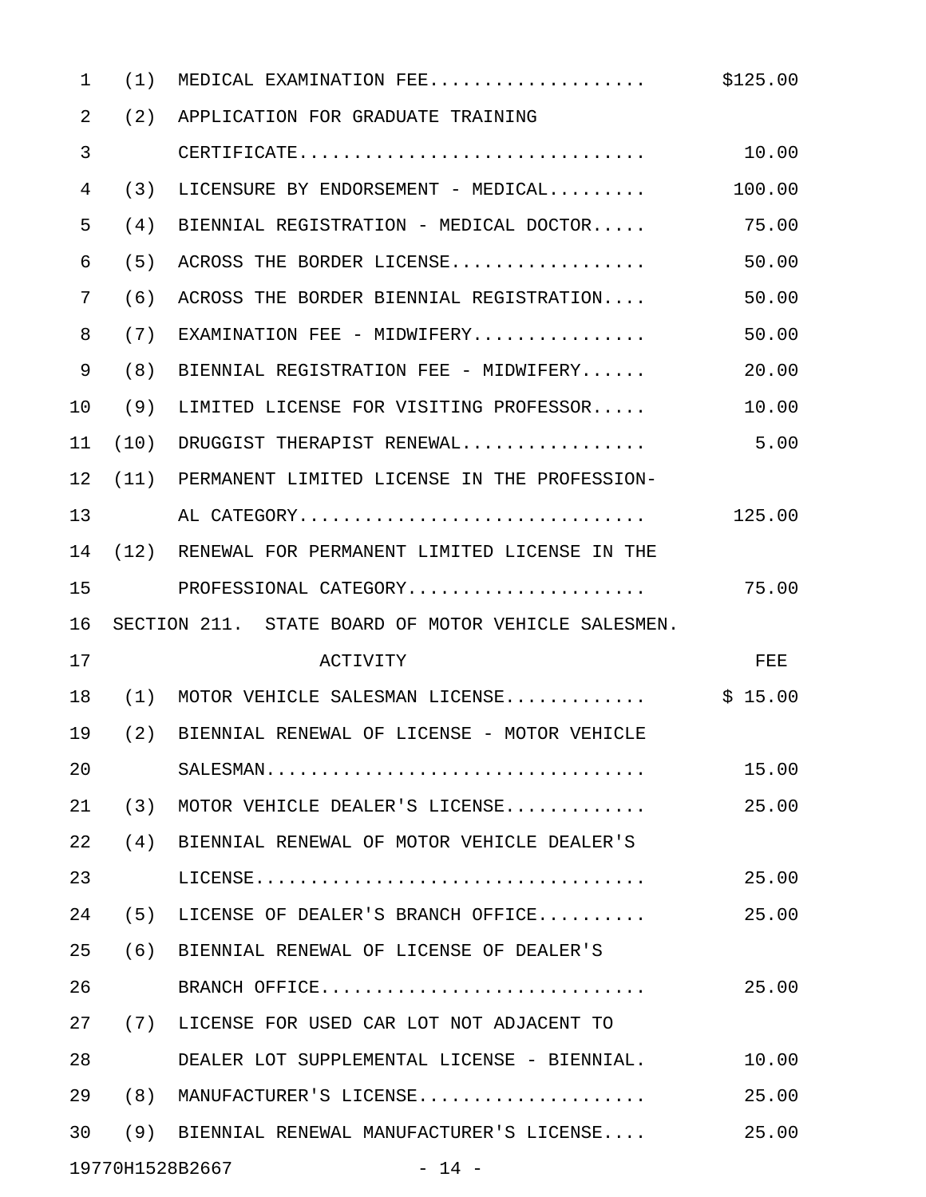| | | |
|---|---|---|
| (1) | MEDICAL EXAMINATION FEE................... | $125.00 |
| (2) | APPLICATION FOR GRADUATE TRAINING CERTIFICATE............................... | 10.00 |
| (3) | LICENSURE BY ENDORSEMENT - MEDICAL......... | 100.00 |
| (4) | BIENNIAL REGISTRATION - MEDICAL DOCTOR..... | 75.00 |
| (5) | ACROSS THE BORDER LICENSE.................. | 50.00 |
| (6) | ACROSS THE BORDER BIENNIAL REGISTRATION.... | 50.00 |
| (7) | EXAMINATION FEE - MIDWIFERY................ | 50.00 |
| (8) | BIENNIAL REGISTRATION FEE - MIDWIFERY...... | 20.00 |
| (9) | LIMITED LICENSE FOR VISITING PROFESSOR..... | 10.00 |
| (10) | DRUGGIST THERAPIST RENEWAL................. | 5.00 |
| (11) | PERMANENT LIMITED LICENSE IN THE PROFESSION-AL CATEGORY............................... | 125.00 |
| (12) | RENEWAL FOR PERMANENT LIMITED LICENSE IN THE PROFESSIONAL CATEGORY...................... | 75.00 |

SECTION 211. STATE BOARD OF MOTOR VEHICLE SALESMEN.

| | ACTIVITY | FEE |
|---|---|---|
| (1) | MOTOR VEHICLE SALESMAN LICENSE............. | $ 15.00 |
| (2) | BIENNIAL RENEWAL OF LICENSE - MOTOR VEHICLE SALESMAN.................................. | 15.00 |
| (3) | MOTOR VEHICLE DEALER'S LICENSE............. | 25.00 |
| (4) | BIENNIAL RENEWAL OF MOTOR VEHICLE DEALER'S LICENSE................................... | 25.00 |
| (5) | LICENSE OF DEALER'S BRANCH OFFICE.......... | 25.00 |
| (6) | BIENNIAL RENEWAL OF LICENSE OF DEALER'S BRANCH OFFICE............................. | 25.00 |
| (7) | LICENSE FOR USED CAR LOT NOT ADJACENT TO DEALER LOT SUPPLEMENTAL LICENSE - BIENNIAL. | 10.00 |
| (8) | MANUFACTURER'S LICENSE..................... | 25.00 |
| (9) | BIENNIAL RENEWAL MANUFACTURER'S LICENSE.... | 25.00 |

19770H1528B2667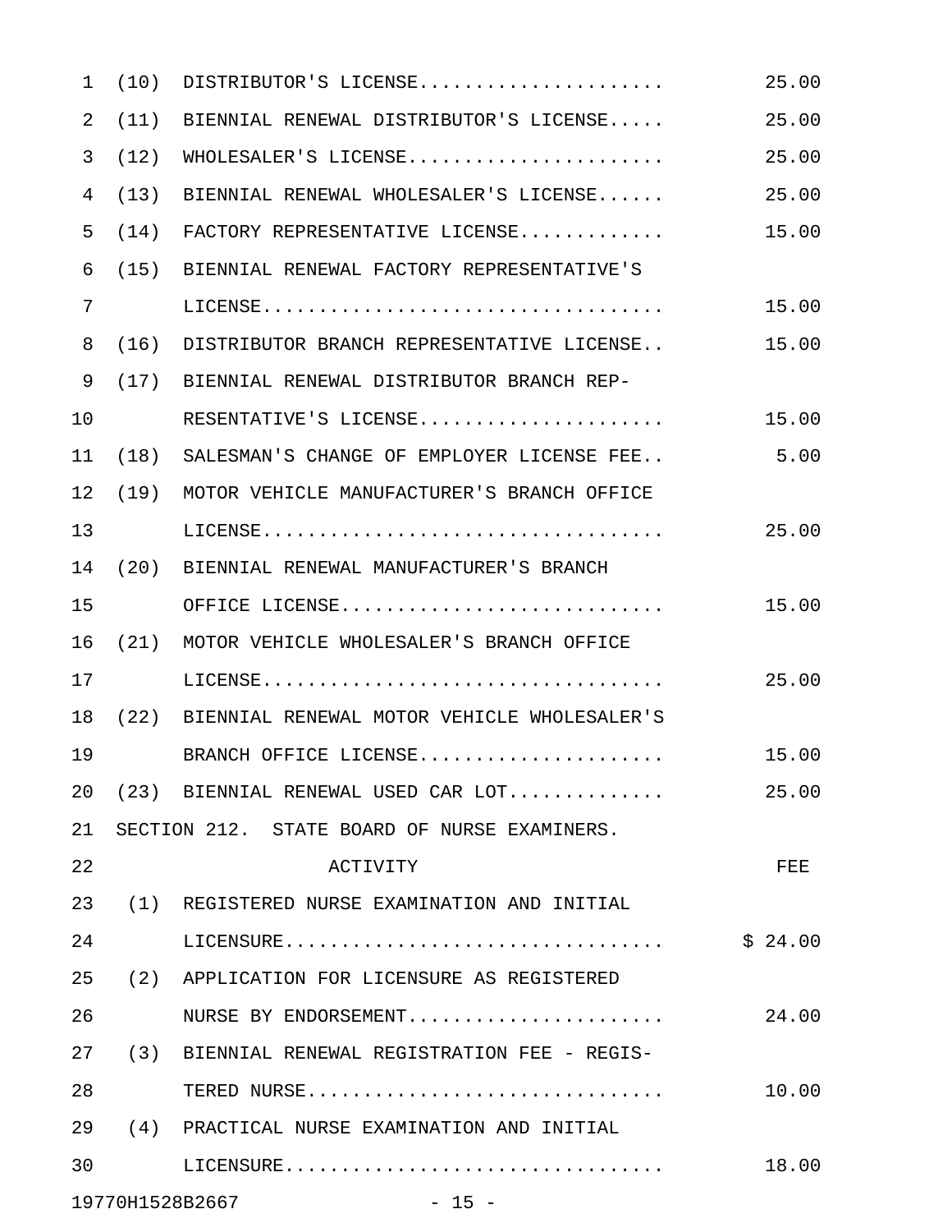| | | |
|---|---|---|
| (10) | DISTRIBUTOR'S LICENSE..................... | 25.00 |
| (11) | BIENNIAL RENEWAL DISTRIBUTOR'S LICENSE..... | 25.00 |
| (12) | WHOLESALER'S LICENSE...................... | 25.00 |
| (13) | BIENNIAL RENEWAL WHOLESALER'S LICENSE...... | 25.00 |
| (14) | FACTORY REPRESENTATIVE LICENSE............ | 15.00 |
| (15) | BIENNIAL RENEWAL FACTORY REPRESENTATIVE'S LICENSE.................................. | 15.00 |
| (16) | DISTRIBUTOR BRANCH REPRESENTATIVE LICENSE.. | 15.00 |
| (17) | BIENNIAL RENEWAL DISTRIBUTOR BRANCH REPRESENTATIVE'S LICENSE..................... | 15.00 |
| (18) | SALESMAN'S CHANGE OF EMPLOYER LICENSE FEE.. | 5.00 |
| (19) | MOTOR VEHICLE MANUFACTURER'S BRANCH OFFICE LICENSE.................................. | 25.00 |
| (20) | BIENNIAL RENEWAL MANUFACTURER'S BRANCH OFFICE LICENSE............................ | 15.00 |
| (21) | MOTOR VEHICLE WHOLESALER'S BRANCH OFFICE LICENSE.................................. | 25.00 |
| (22) | BIENNIAL RENEWAL MOTOR VEHICLE WHOLESALER'S BRANCH OFFICE LICENSE..................... | 15.00 |
| (23) | BIENNIAL RENEWAL USED CAR LOT............. | 25.00 |

SECTION 212. STATE BOARD OF NURSE EXAMINERS.

| | ACTIVITY | FEE |
|---|---|---|
| (1) | REGISTERED NURSE EXAMINATION AND INITIAL LICENSURE................................. | $ 24.00 |
| (2) | APPLICATION FOR LICENSURE AS REGISTERED NURSE BY ENDORSEMENT...................... | 24.00 |
| (3) | BIENNIAL RENEWAL REGISTRATION FEE - REGISTERED NURSE............................... | 10.00 |
| (4) | PRACTICAL NURSE EXAMINATION AND INITIAL LICENSURE................................. | 18.00 |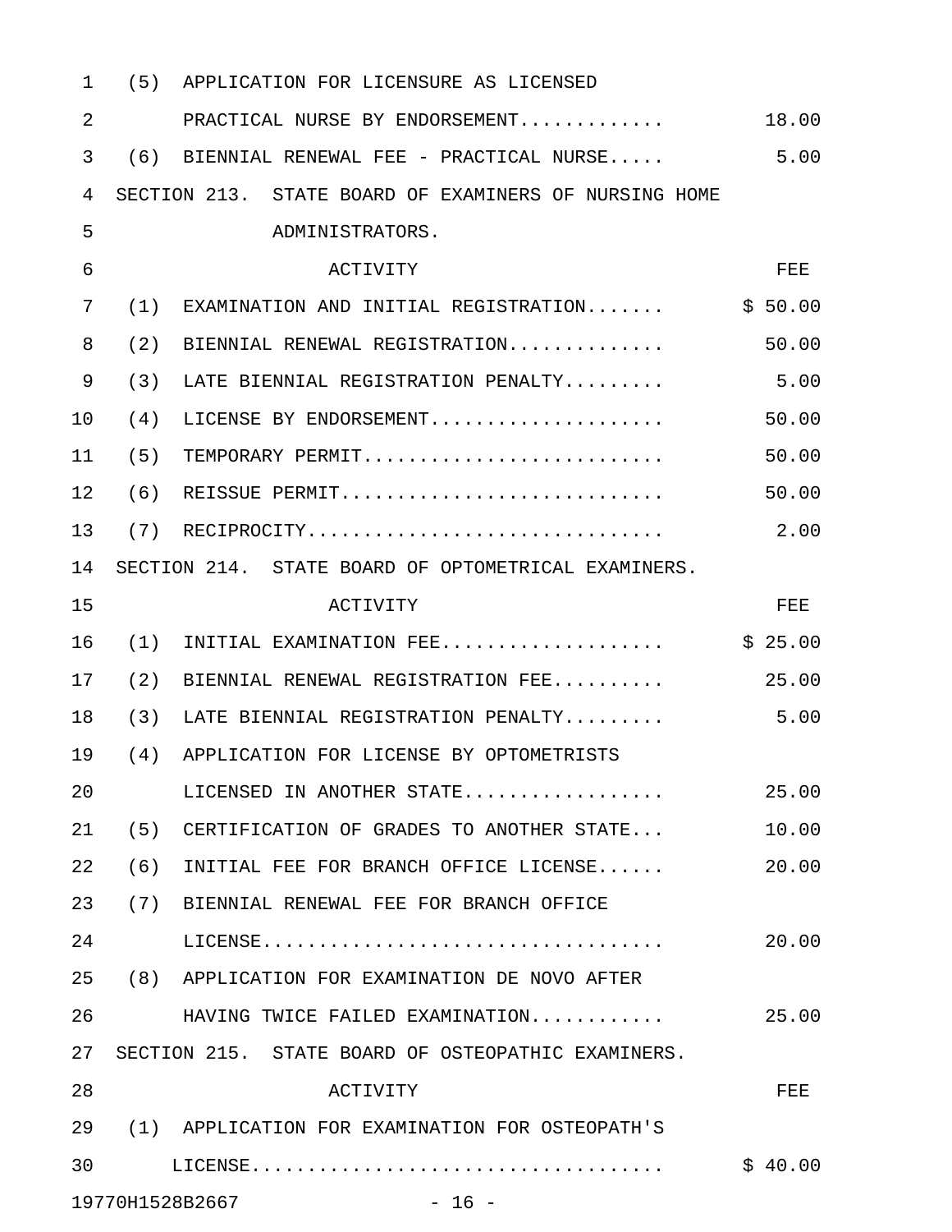| | |
|---|---|
| (5) APPLICATION FOR LICENSURE AS LICENSED PRACTICAL NURSE BY ENDORSEMENT............ | 18.00 |
| (6) BIENNIAL RENEWAL FEE - PRACTICAL NURSE..... | 5.00 |

SECTION 213. STATE BOARD OF EXAMINERS OF NURSING HOME ADMINISTRATORS.

| ACTIVITY | FEE |
|---|---|
| (1) EXAMINATION AND INITIAL REGISTRATION....... | $ 50.00 |
| (2) BIENNIAL RENEWAL REGISTRATION............. | 50.00 |
| (3) LATE BIENNIAL REGISTRATION PENALTY......... | 5.00 |
| (4) LICENSE BY ENDORSEMENT.................... | 50.00 |
| (5) TEMPORARY PERMIT.......................... | 50.00 |
| (6) REISSUE PERMIT............................ | 50.00 |
| (7) RECIPROCITY............................... | 2.00 |

SECTION 214. STATE BOARD OF OPTOMETRICAL EXAMINERS.

| ACTIVITY | FEE |
|---|---|
| (1) INITIAL EXAMINATION FEE................... | $ 25.00 |
| (2) BIENNIAL RENEWAL REGISTRATION FEE.......... | 25.00 |
| (3) LATE BIENNIAL REGISTRATION PENALTY......... | 5.00 |
| (4) APPLICATION FOR LICENSE BY OPTOMETRISTS LICENSED IN ANOTHER STATE................. | 25.00 |
| (5) CERTIFICATION OF GRADES TO ANOTHER STATE... | 10.00 |
| (6) INITIAL FEE FOR BRANCH OFFICE LICENSE...... | 20.00 |
| (7) BIENNIAL RENEWAL FEE FOR BRANCH OFFICE LICENSE.................................. | 20.00 |
| (8) APPLICATION FOR EXAMINATION DE NOVO AFTER HAVING TWICE FAILED EXAMINATION........... | 25.00 |

SECTION 215. STATE BOARD OF OSTEOPATHIC EXAMINERS.

| ACTIVITY | FEE |
|---|---|
| (1) APPLICATION FOR EXAMINATION FOR OSTEOPATH'S LICENSE.................................... | $ 40.00 |

19770H1528B2667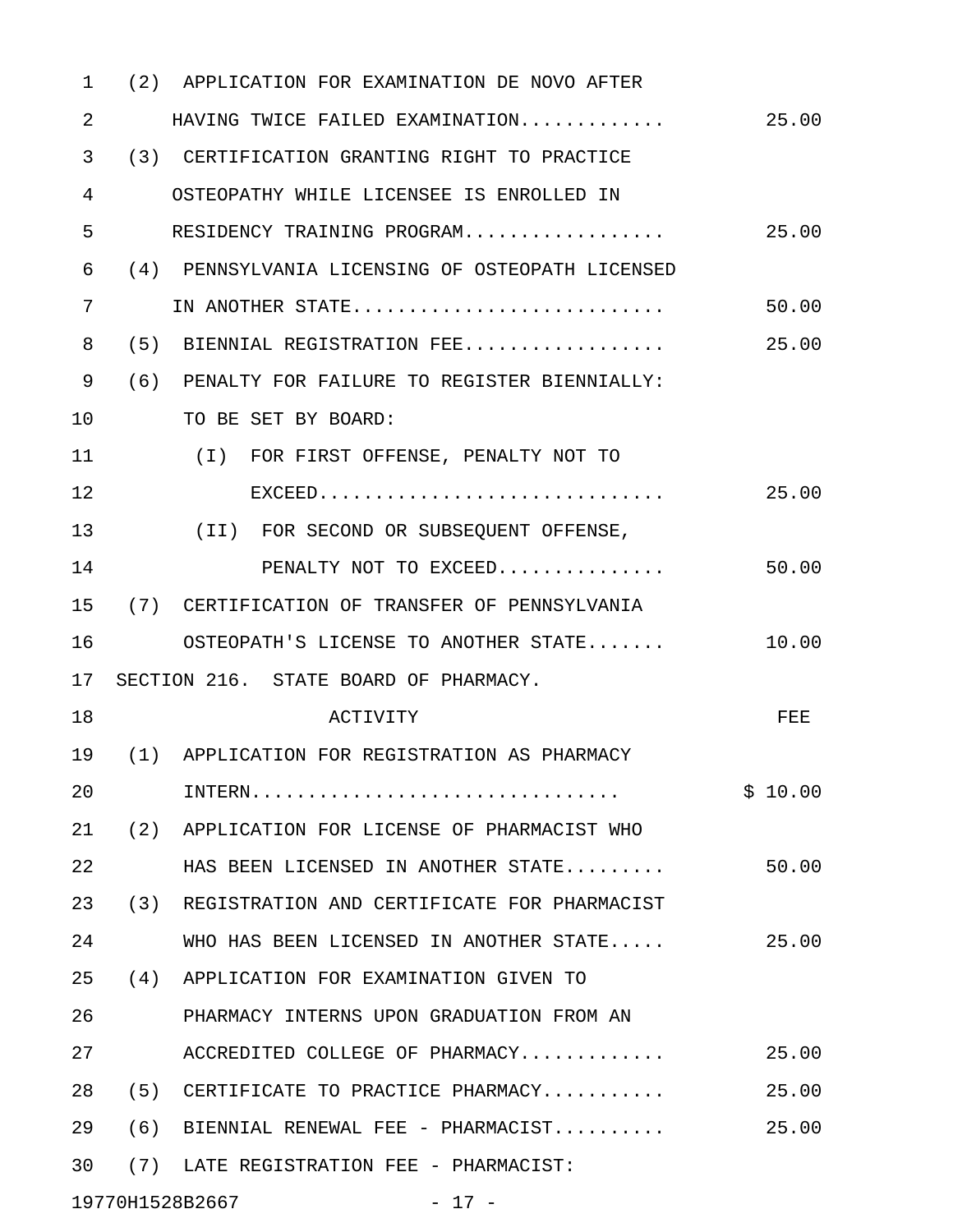(2) APPLICATION FOR EXAMINATION DE NOVO AFTER HAVING TWICE FAILED EXAMINATION............ 25.00

(3) CERTIFICATION GRANTING RIGHT TO PRACTICE OSTEOPATHY WHILE LICENSEE IS ENROLLED IN RESIDENCY TRAINING PROGRAM................. 25.00

(4) PENNSYLVANIA LICENSING OF OSTEOPATH LICENSED IN ANOTHER STATE........................... 50.00

(5) BIENNIAL REGISTRATION FEE................. 25.00

(6) PENALTY FOR FAILURE TO REGISTER BIENNIALLY: TO BE SET BY BOARD:

- (I) FOR FIRST OFFENSE, PENALTY NOT TO EXCEED.............................. 25.00
- (II) FOR SECOND OR SUBSEQUENT OFFENSE, PENALTY NOT TO EXCEED.............. 50.00

(7) CERTIFICATION OF TRANSFER OF PENNSYLVANIA OSTEOPATH'S LICENSE TO ANOTHER STATE....... 10.00

SECTION 216. STATE BOARD OF PHARMACY.

| ACTIVITY | FEE |
|---|---|
| (1) APPLICATION FOR REGISTRATION AS PHARMACY INTERN................................ | $ 10.00 |
| (2) APPLICATION FOR LICENSE OF PHARMACIST WHO HAS BEEN LICENSED IN ANOTHER STATE......... | 50.00 |
| (3) REGISTRATION AND CERTIFICATE FOR PHARMACIST WHO HAS BEEN LICENSED IN ANOTHER STATE..... | 25.00 |
| (4) APPLICATION FOR EXAMINATION GIVEN TO PHARMACY INTERNS UPON GRADUATION FROM AN ACCREDITED COLLEGE OF PHARMACY............ | 25.00 |
| (5) CERTIFICATE TO PRACTICE PHARMACY........... | 25.00 |
| (6) BIENNIAL RENEWAL FEE - PHARMACIST.......... | 25.00 |
| (7) LATE REGISTRATION FEE - PHARMACIST: | |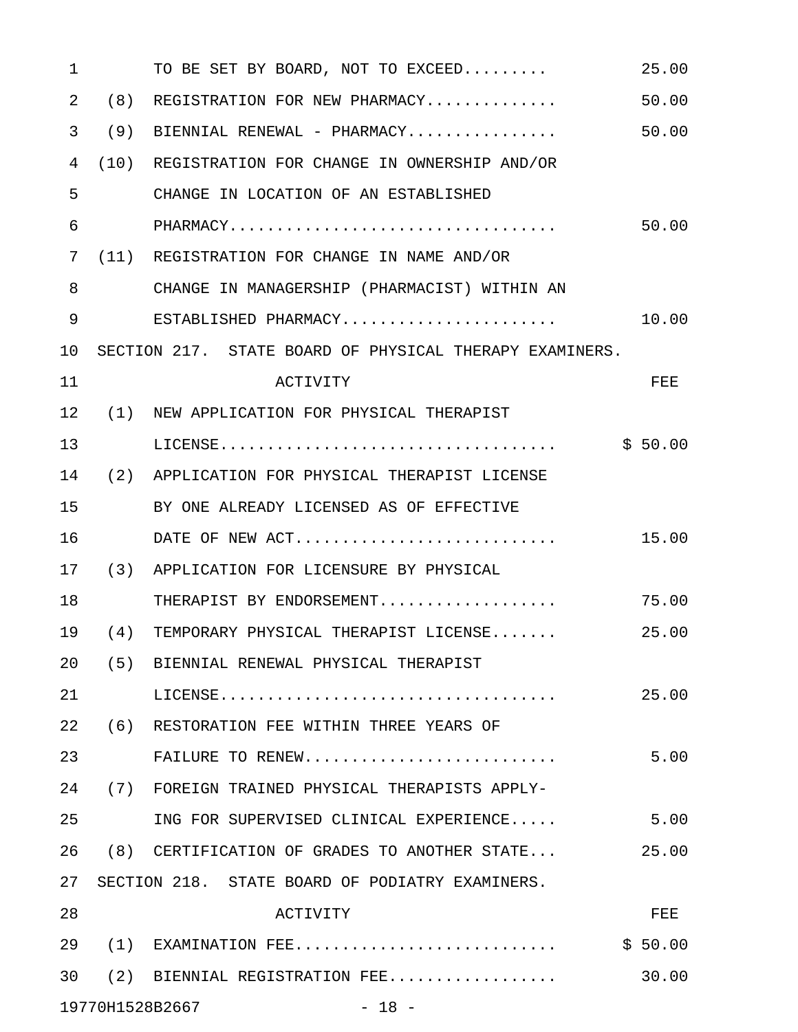TO BE SET BY BOARD, NOT TO EXCEED......... 25.00

| | | |
|---|---|---|
| (8) | REGISTRATION FOR NEW PHARMACY............. | 50.00 |
| (9) | BIENNIAL RENEWAL - PHARMACY................ | 50.00 |
| (10) | REGISTRATION FOR CHANGE IN OWNERSHIP AND/OR CHANGE IN LOCATION OF AN ESTABLISHED PHARMACY.................................. | 50.00 |
| (11) | REGISTRATION FOR CHANGE IN NAME AND/OR CHANGE IN MANAGERSHIP (PHARMACIST) WITHIN AN ESTABLISHED PHARMACY...................... | 10.00 |

SECTION 217. STATE BOARD OF PHYSICAL THERAPY EXAMINERS.

| | ACTIVITY | FEE |
|---|---|---|
| (1) | NEW APPLICATION FOR PHYSICAL THERAPIST LICENSE.................................. | $ 50.00 |
| (2) | APPLICATION FOR PHYSICAL THERAPIST LICENSE BY ONE ALREADY LICENSED AS OF EFFECTIVE DATE OF NEW ACT........................... | 15.00 |
| (3) | APPLICATION FOR LICENSURE BY PHYSICAL THERAPIST BY ENDORSEMENT.................. | 75.00 |
| (4) | TEMPORARY PHYSICAL THERAPIST LICENSE....... | 25.00 |
| (5) | BIENNIAL RENEWAL PHYSICAL THERAPIST LICENSE.................................. | 25.00 |
| (6) | RESTORATION FEE WITHIN THREE YEARS OF FAILURE TO RENEW.......................... | 5.00 |
| (7) | FOREIGN TRAINED PHYSICAL THERAPISTS APPLYING FOR SUPERVISED CLINICAL EXPERIENCE..... | 5.00 |
| (8) | CERTIFICATION OF GRADES TO ANOTHER STATE... | 25.00 |

SECTION 218. STATE BOARD OF PODIATRY EXAMINERS.

| | ACTIVITY | FEE |
|---|---|---|
| (1) | EXAMINATION FEE........................... | $ 50.00 |
| (2) | BIENNIAL REGISTRATION FEE................. | 30.00 |

19770H1528B2667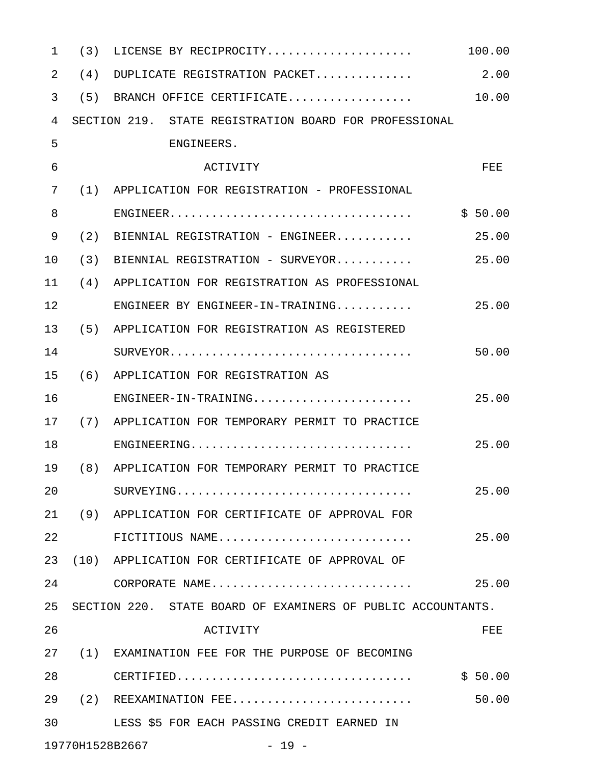| | ACTIVITY | FEE |
|---|---|---|
| (3) | LICENSE BY RECIPROCITY.................... | 100.00 |
| (4) | DUPLICATE REGISTRATION PACKET............. | 2.00 |
| (5) | BRANCH OFFICE CERTIFICATE................. | 10.00 |

SECTION 219. STATE REGISTRATION BOARD FOR PROFESSIONAL ENGINEERS.

| | ACTIVITY | FEE |
|---|---|---|
| (1) | APPLICATION FOR REGISTRATION - PROFESSIONAL ENGINEER................................. | $ 50.00 |
| (2) | BIENNIAL REGISTRATION - ENGINEER.......... | 25.00 |
| (3) | BIENNIAL REGISTRATION - SURVEYOR.......... | 25.00 |
| (4) | APPLICATION FOR REGISTRATION AS PROFESSIONAL ENGINEER BY ENGINEER-IN-TRAINING.......... | 25.00 |
| (5) | APPLICATION FOR REGISTRATION AS REGISTERED SURVEYOR.................................. | 50.00 |
| (6) | APPLICATION FOR REGISTRATION AS ENGINEER-IN-TRAINING...................... | 25.00 |
| (7) | APPLICATION FOR TEMPORARY PERMIT TO PRACTICE ENGINEERING............................... | 25.00 |
| (8) | APPLICATION FOR TEMPORARY PERMIT TO PRACTICE SURVEYING................................. | 25.00 |
| (9) | APPLICATION FOR CERTIFICATE OF APPROVAL FOR FICTITIOUS NAME........................... | 25.00 |
| (10) | APPLICATION FOR CERTIFICATE OF APPROVAL OF CORPORATE NAME............................ | 25.00 |

SECTION 220. STATE BOARD OF EXAMINERS OF PUBLIC ACCOUNTANTS.

| | ACTIVITY | FEE |
|---|---|---|
| (1) | EXAMINATION FEE FOR THE PURPOSE OF BECOMING CERTIFIED................................. | $ 50.00 |
| (2) | REEXAMINATION FEE......................... | 50.00 |
| | LESS $5 FOR EACH PASSING CREDIT EARNED IN | |

19770H1528B2667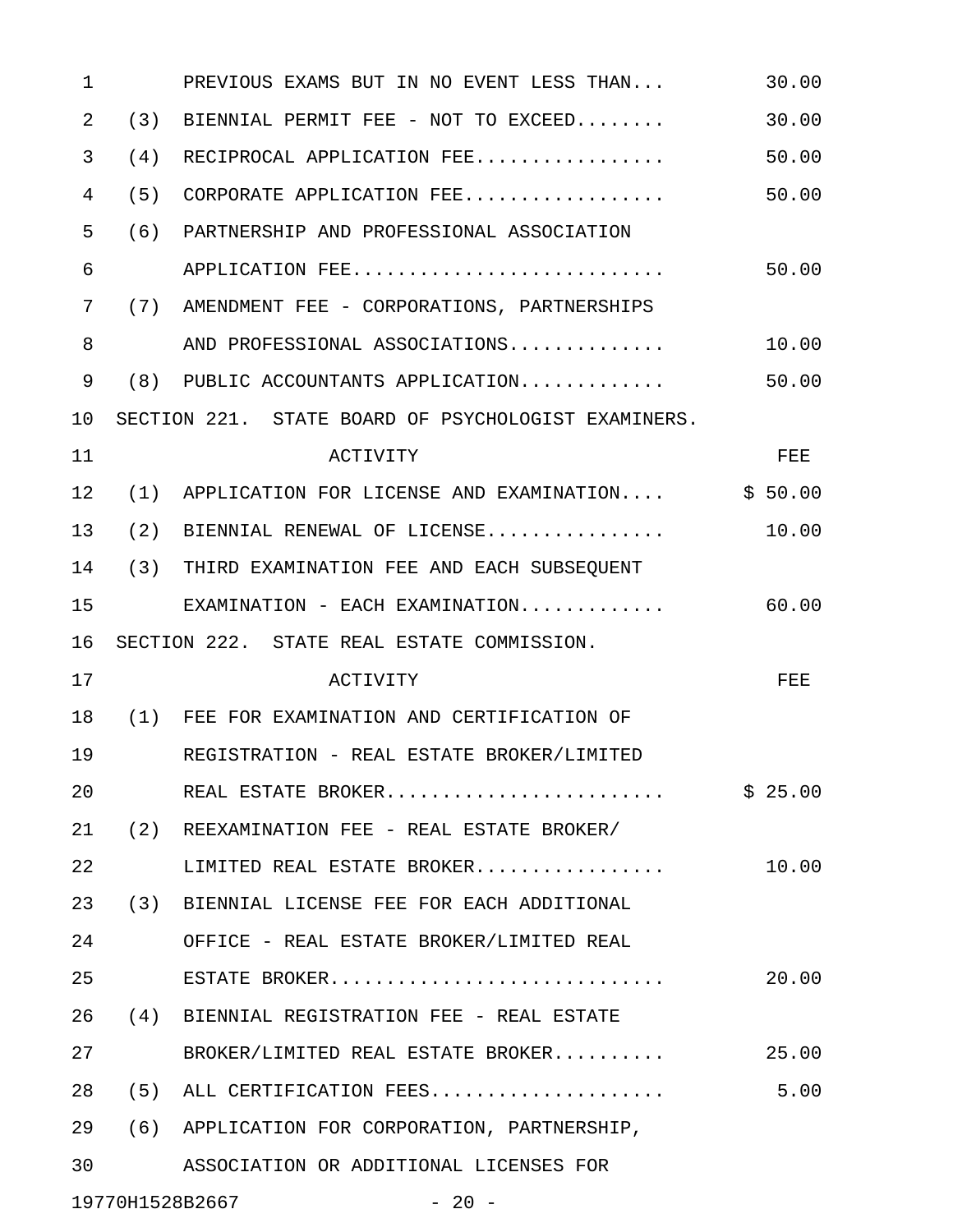PREVIOUS EXAMS BUT IN NO EVENT LESS THAN... 30.00

| | | |
|---|---|---|
| (3) | BIENNIAL PERMIT FEE - NOT TO EXCEED........ | 30.00 |
| (4) | RECIPROCAL APPLICATION FEE................. | 50.00 |
| (5) | CORPORATE APPLICATION FEE.................. | 50.00 |
| (6) | PARTNERSHIP AND PROFESSIONAL ASSOCIATION APPLICATION FEE........................... | 50.00 |
| (7) | AMENDMENT FEE - CORPORATIONS, PARTNERSHIPS AND PROFESSIONAL ASSOCIATIONS.............. | 10.00 |
| (8) | PUBLIC ACCOUNTANTS APPLICATION............. | 50.00 |

SECTION 221. STATE BOARD OF PSYCHOLOGIST EXAMINERS.

| | ACTIVITY | FEE |
|---|---|---|
| (1) | APPLICATION FOR LICENSE AND EXAMINATION.... | $ 50.00 |
| (2) | BIENNIAL RENEWAL OF LICENSE................ | 10.00 |
| (3) | THIRD EXAMINATION FEE AND EACH SUBSEQUENT EXAMINATION - EACH EXAMINATION............. | 60.00 |

SECTION 222. STATE REAL ESTATE COMMISSION.

| | ACTIVITY | FEE |
|---|---|---|
| (1) | FEE FOR EXAMINATION AND CERTIFICATION OF REGISTRATION - REAL ESTATE BROKER/LIMITED REAL ESTATE BROKER......................... | $ 25.00 |
| (2) | REEXAMINATION FEE - REAL ESTATE BROKER/ LIMITED REAL ESTATE BROKER................. | 10.00 |
| (3) | BIENNIAL LICENSE FEE FOR EACH ADDITIONAL OFFICE - REAL ESTATE BROKER/LIMITED REAL ESTATE BROKER............................. | 20.00 |
| (4) | BIENNIAL REGISTRATION FEE - REAL ESTATE BROKER/LIMITED REAL ESTATE BROKER.......... | 25.00 |
| (5) | ALL CERTIFICATION FEES..................... | 5.00 |
| (6) | APPLICATION FOR CORPORATION, PARTNERSHIP, ASSOCIATION OR ADDITIONAL LICENSES FOR | |

19770H1528B2667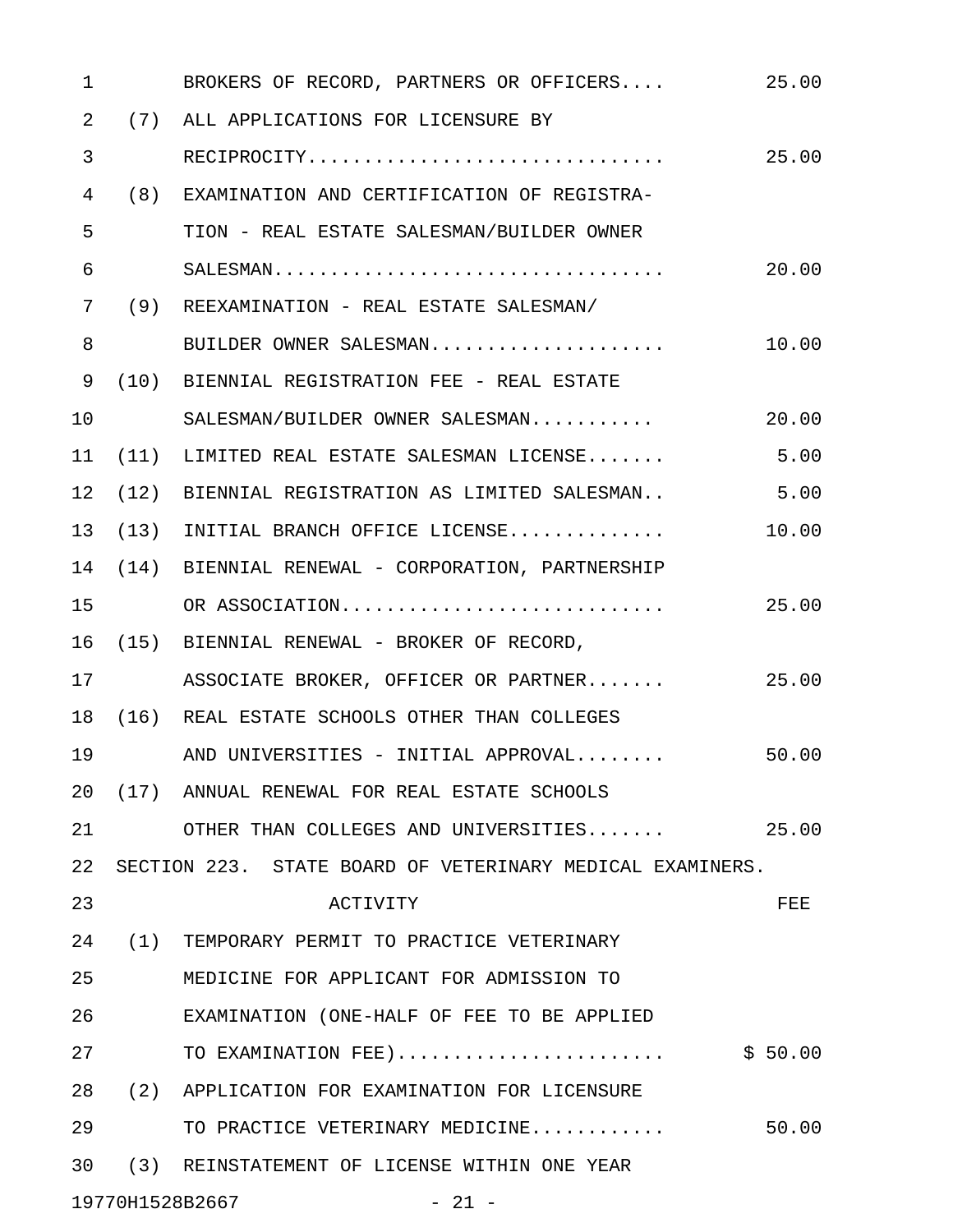| | | |
|---|---|---|
| | BROKERS OF RECORD, PARTNERS OR OFFICERS.... | 25.00 |
| (7) | ALL APPLICATIONS FOR LICENSURE BY RECIPROCITY................................ | 25.00 |
| (8) | EXAMINATION AND CERTIFICATION OF REGISTRATION - REAL ESTATE SALESMAN/BUILDER OWNER SALESMAN.................................. | 20.00 |
| (9) | REEXAMINATION - REAL ESTATE SALESMAN/ BUILDER OWNER SALESMAN..................... | 10.00 |
| (10) | BIENNIAL REGISTRATION FEE - REAL ESTATE SALESMAN/BUILDER OWNER SALESMAN........... | 20.00 |
| (11) | LIMITED REAL ESTATE SALESMAN LICENSE....... | 5.00 |
| (12) | BIENNIAL REGISTRATION AS LIMITED SALESMAN.. | 5.00 |
| (13) | INITIAL BRANCH OFFICE LICENSE............. | 10.00 |
| (14) | BIENNIAL RENEWAL - CORPORATION, PARTNERSHIP OR ASSOCIATION............................ | 25.00 |
| (15) | BIENNIAL RENEWAL - BROKER OF RECORD, ASSOCIATE BROKER, OFFICER OR PARTNER....... | 25.00 |
| (16) | REAL ESTATE SCHOOLS OTHER THAN COLLEGES AND UNIVERSITIES - INITIAL APPROVAL........ | 50.00 |
| (17) | ANNUAL RENEWAL FOR REAL ESTATE SCHOOLS OTHER THAN COLLEGES AND UNIVERSITIES....... | 25.00 |

SECTION 223. STATE BOARD OF VETERINARY MEDICAL EXAMINERS.

| | ACTIVITY | FEE |
|---|---|---|
| (1) | TEMPORARY PERMIT TO PRACTICE VETERINARY MEDICINE FOR APPLICANT FOR ADMISSION TO EXAMINATION (ONE-HALF OF FEE TO BE APPLIED TO EXAMINATION FEE)....................... | $ 50.00 |
| (2) | APPLICATION FOR EXAMINATION FOR LICENSURE TO PRACTICE VETERINARY MEDICINE............ | 50.00 |
| (3) | REINSTATEMENT OF LICENSE WITHIN ONE YEAR | |

19770H1528B2667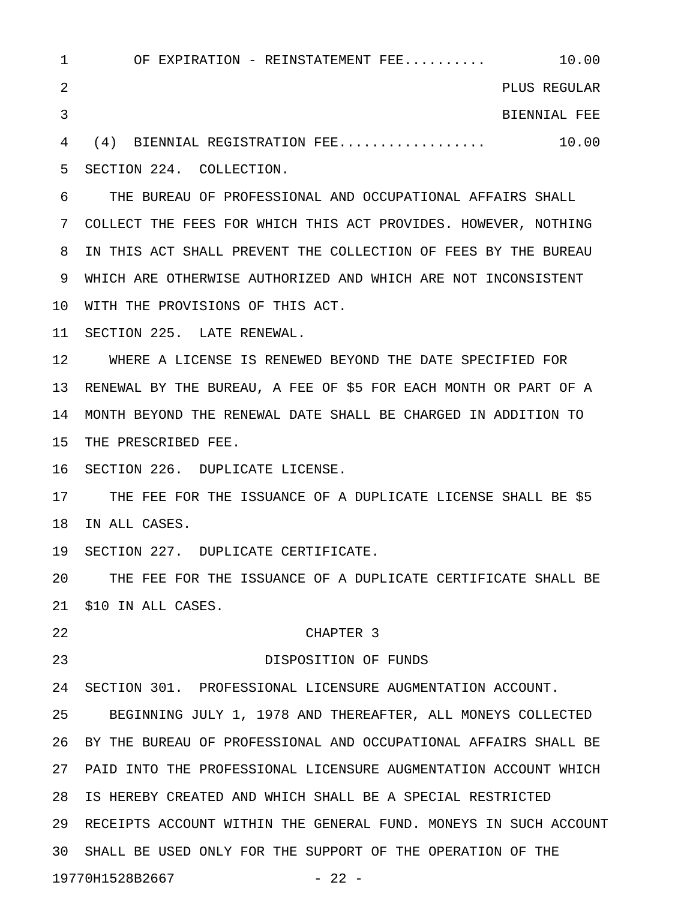OF EXPIRATION - REINSTATEMENT FEE.......... 10.00 PLUS REGULAR BIENNIAL FEE

(4) BIENNIAL REGISTRATION FEE.................. 10.00

SECTION 224. COLLECTION.

THE BUREAU OF PROFESSIONAL AND OCCUPATIONAL AFFAIRS SHALL COLLECT THE FEES FOR WHICH THIS ACT PROVIDES. HOWEVER, NOTHING IN THIS ACT SHALL PREVENT THE COLLECTION OF FEES BY THE BUREAU WHICH ARE OTHERWISE AUTHORIZED AND WHICH ARE NOT INCONSISTENT WITH THE PROVISIONS OF THIS ACT.

SECTION 225. LATE RENEWAL.

WHERE A LICENSE IS RENEWED BEYOND THE DATE SPECIFIED FOR RENEWAL BY THE BUREAU, A FEE OF $5 FOR EACH MONTH OR PART OF A MONTH BEYOND THE RENEWAL DATE SHALL BE CHARGED IN ADDITION TO THE PRESCRIBED FEE.

SECTION 226. DUPLICATE LICENSE.

THE FEE FOR THE ISSUANCE OF A DUPLICATE LICENSE SHALL BE $5 IN ALL CASES.

SECTION 227. DUPLICATE CERTIFICATE.

THE FEE FOR THE ISSUANCE OF A DUPLICATE CERTIFICATE SHALL BE $10 IN ALL CASES.

## CHAPTER 3

## DISPOSITION OF FUNDS

SECTION 301. PROFESSIONAL LICENSURE AUGMENTATION ACCOUNT.

BEGINNING JULY 1, 1978 AND THEREAFTER, ALL MONEYS COLLECTED BY THE BUREAU OF PROFESSIONAL AND OCCUPATIONAL AFFAIRS SHALL BE PAID INTO THE PROFESSIONAL LICENSURE AUGMENTATION ACCOUNT WHICH IS HEREBY CREATED AND WHICH SHALL BE A SPECIAL RESTRICTED RECEIPTS ACCOUNT WITHIN THE GENERAL FUND. MONEYS IN SUCH ACCOUNT SHALL BE USED ONLY FOR THE SUPPORT OF THE OPERATION OF THE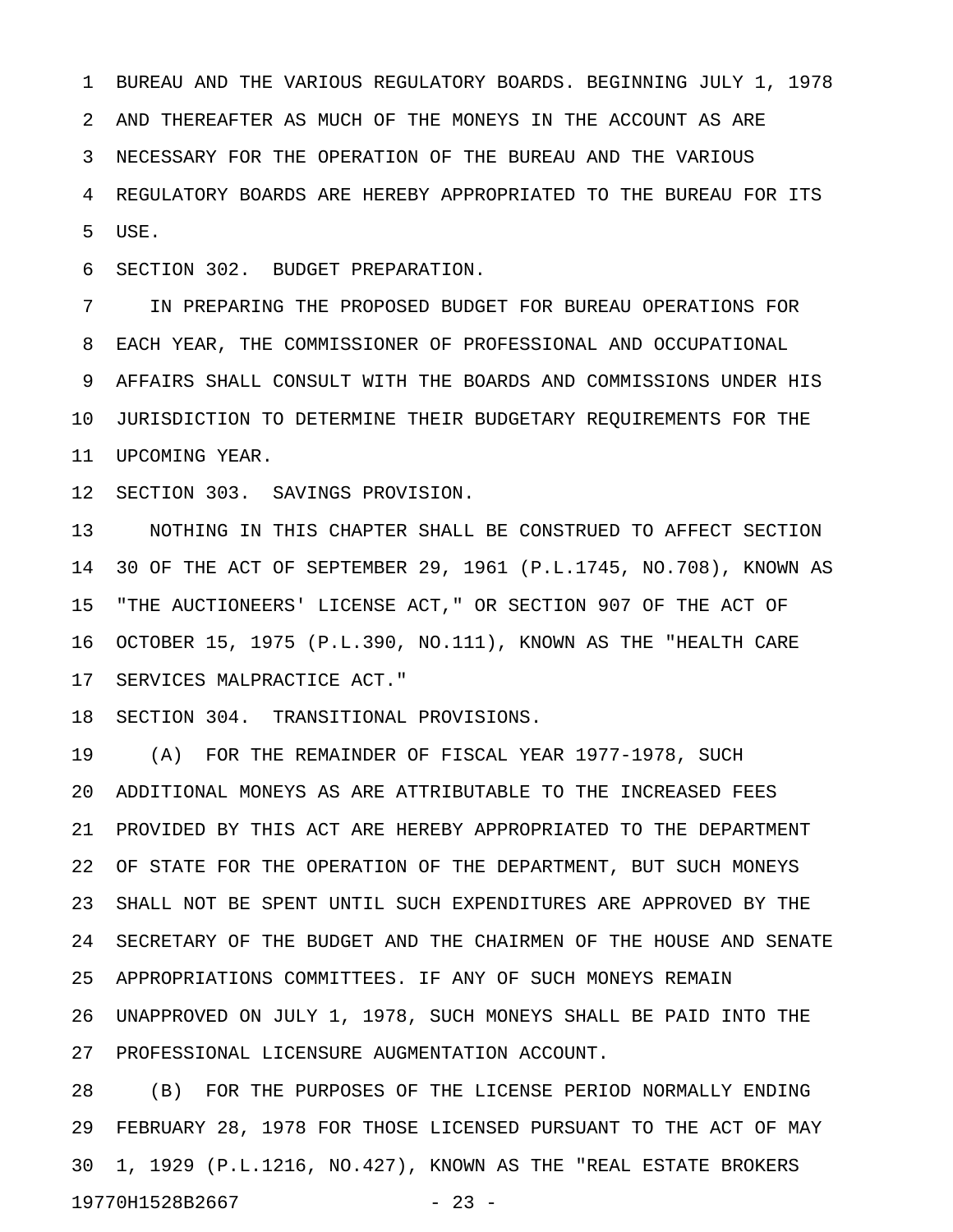BUREAU AND THE VARIOUS REGULATORY BOARDS. BEGINNING JULY 1, 1978 AND THEREAFTER AS MUCH OF THE MONEYS IN THE ACCOUNT AS ARE NECESSARY FOR THE OPERATION OF THE BUREAU AND THE VARIOUS REGULATORY BOARDS ARE HEREBY APPROPRIATED TO THE BUREAU FOR ITS USE.

SECTION 302. BUDGET PREPARATION.

IN PREPARING THE PROPOSED BUDGET FOR BUREAU OPERATIONS FOR EACH YEAR, THE COMMISSIONER OF PROFESSIONAL AND OCCUPATIONAL AFFAIRS SHALL CONSULT WITH THE BOARDS AND COMMISSIONS UNDER HIS JURISDICTION TO DETERMINE THEIR BUDGETARY REQUIREMENTS FOR THE UPCOMING YEAR.

SECTION 303. SAVINGS PROVISION.

NOTHING IN THIS CHAPTER SHALL BE CONSTRUED TO AFFECT SECTION 30 OF THE ACT OF SEPTEMBER 29, 1961 (P.L.1745, NO.708), KNOWN AS "THE AUCTIONEERS' LICENSE ACT," OR SECTION 907 OF THE ACT OF OCTOBER 15, 1975 (P.L.390, NO.111), KNOWN AS THE "HEALTH CARE SERVICES MALPRACTICE ACT."

SECTION 304. TRANSITIONAL PROVISIONS.

(A) FOR THE REMAINDER OF FISCAL YEAR 1977-1978, SUCH ADDITIONAL MONEYS AS ARE ATTRIBUTABLE TO THE INCREASED FEES PROVIDED BY THIS ACT ARE HEREBY APPROPRIATED TO THE DEPARTMENT OF STATE FOR THE OPERATION OF THE DEPARTMENT, BUT SUCH MONEYS SHALL NOT BE SPENT UNTIL SUCH EXPENDITURES ARE APPROVED BY THE SECRETARY OF THE BUDGET AND THE CHAIRMEN OF THE HOUSE AND SENATE APPROPRIATIONS COMMITTEES. IF ANY OF SUCH MONEYS REMAIN UNAPPROVED ON JULY 1, 1978, SUCH MONEYS SHALL BE PAID INTO THE PROFESSIONAL LICENSURE AUGMENTATION ACCOUNT.

(B) FOR THE PURPOSES OF THE LICENSE PERIOD NORMALLY ENDING FEBRUARY 28, 1978 FOR THOSE LICENSED PURSUANT TO THE ACT OF MAY 1, 1929 (P.L.1216, NO.427), KNOWN AS THE "REAL ESTATE BROKERS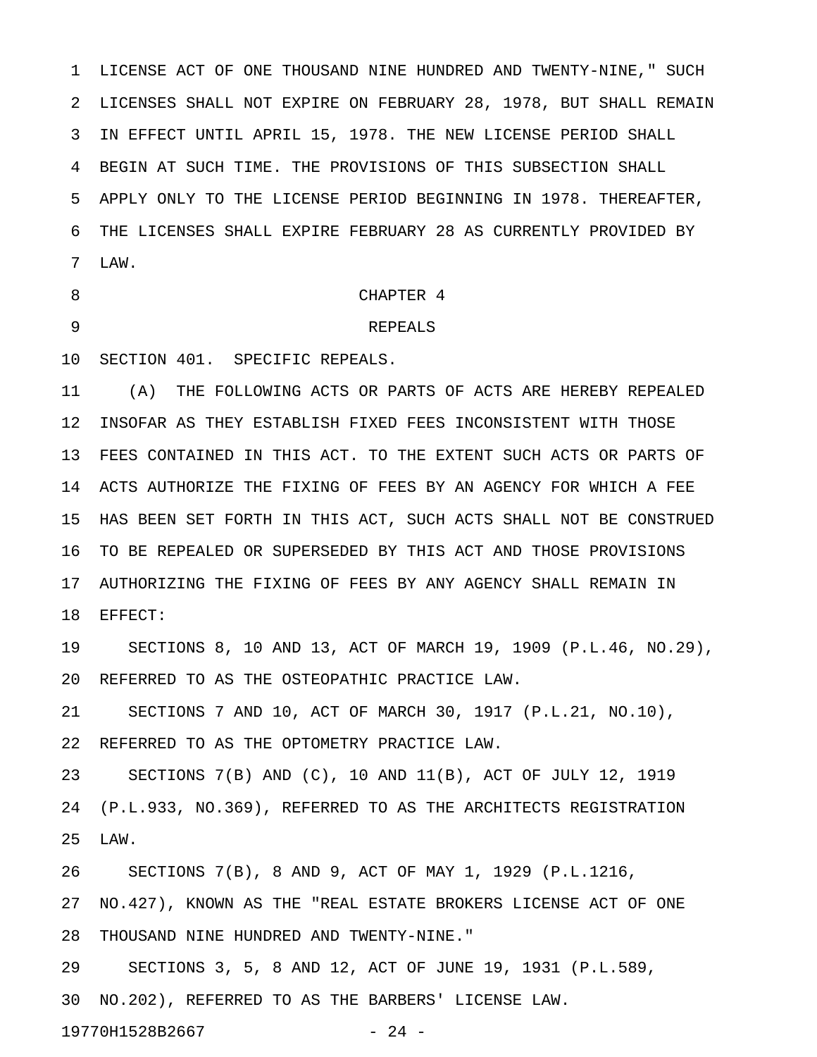LICENSE ACT OF ONE THOUSAND NINE HUNDRED AND TWENTY-NINE," SUCH LICENSES SHALL NOT EXPIRE ON FEBRUARY 28, 1978, BUT SHALL REMAIN IN EFFECT UNTIL APRIL 15, 1978. THE NEW LICENSE PERIOD SHALL BEGIN AT SUCH TIME. THE PROVISIONS OF THIS SUBSECTION SHALL APPLY ONLY TO THE LICENSE PERIOD BEGINNING IN 1978. THEREAFTER, THE LICENSES SHALL EXPIRE FEBRUARY 28 AS CURRENTLY PROVIDED BY LAW.

## CHAPTER 4

## REPEALS

SECTION 401. SPECIFIC REPEALS.

(A) THE FOLLOWING ACTS OR PARTS OF ACTS ARE HEREBY REPEALED INSOFAR AS THEY ESTABLISH FIXED FEES INCONSISTENT WITH THOSE FEES CONTAINED IN THIS ACT. TO THE EXTENT SUCH ACTS OR PARTS OF ACTS AUTHORIZE THE FIXING OF FEES BY AN AGENCY FOR WHICH A FEE HAS BEEN SET FORTH IN THIS ACT, SUCH ACTS SHALL NOT BE CONSTRUED TO BE REPEALED OR SUPERSEDED BY THIS ACT AND THOSE PROVISIONS AUTHORIZING THE FIXING OF FEES BY ANY AGENCY SHALL REMAIN IN EFFECT:

SECTIONS 8, 10 AND 13, ACT OF MARCH 19, 1909 (P.L.46, NO.29), REFERRED TO AS THE OSTEOPATHIC PRACTICE LAW.

SECTIONS 7 AND 10, ACT OF MARCH 30, 1917 (P.L.21, NO.10), REFERRED TO AS THE OPTOMETRY PRACTICE LAW.

SECTIONS 7(B) AND (C), 10 AND 11(B), ACT OF JULY 12, 1919 (P.L.933, NO.369), REFERRED TO AS THE ARCHITECTS REGISTRATION LAW.

SECTIONS 7(B), 8 AND 9, ACT OF MAY 1, 1929 (P.L.1216, NO.427), KNOWN AS THE "REAL ESTATE BROKERS LICENSE ACT OF ONE THOUSAND NINE HUNDRED AND TWENTY-NINE."

SECTIONS 3, 5, 8 AND 12, ACT OF JUNE 19, 1931 (P.L.589, NO.202), REFERRED TO AS THE BARBERS' LICENSE LAW.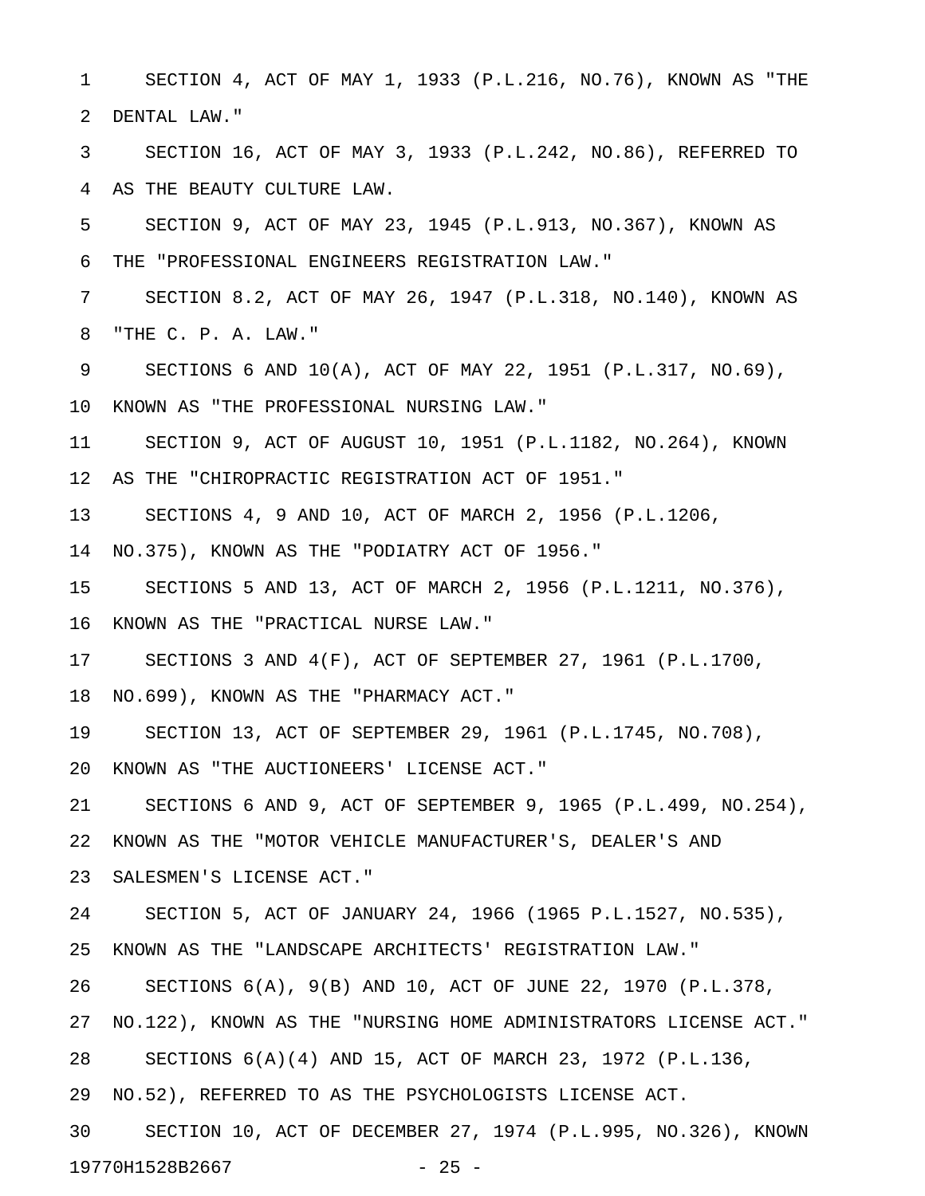SECTION 4, ACT OF MAY 1, 1933 (P.L.216, NO.76), KNOWN AS "THE DENTAL LAW."

SECTION 16, ACT OF MAY 3, 1933 (P.L.242, NO.86), REFERRED TO AS THE BEAUTY CULTURE LAW.

SECTION 9, ACT OF MAY 23, 1945 (P.L.913, NO.367), KNOWN AS THE "PROFESSIONAL ENGINEERS REGISTRATION LAW."

SECTION 8.2, ACT OF MAY 26, 1947 (P.L.318, NO.140), KNOWN AS "THE C. P. A. LAW."

SECTIONS 6 AND 10(A), ACT OF MAY 22, 1951 (P.L.317, NO.69), KNOWN AS "THE PROFESSIONAL NURSING LAW."

SECTION 9, ACT OF AUGUST 10, 1951 (P.L.1182, NO.264), KNOWN AS THE "CHIROPRACTIC REGISTRATION ACT OF 1951."

SECTIONS 4, 9 AND 10, ACT OF MARCH 2, 1956 (P.L.1206, NO.375), KNOWN AS THE "PODIATRY ACT OF 1956."

SECTIONS 5 AND 13, ACT OF MARCH 2, 1956 (P.L.1211, NO.376), KNOWN AS THE "PRACTICAL NURSE LAW."

SECTIONS 3 AND 4(F), ACT OF SEPTEMBER 27, 1961 (P.L.1700, NO.699), KNOWN AS THE "PHARMACY ACT."

SECTION 13, ACT OF SEPTEMBER 29, 1961 (P.L.1745, NO.708), KNOWN AS "THE AUCTIONEERS' LICENSE ACT."

SECTIONS 6 AND 9, ACT OF SEPTEMBER 9, 1965 (P.L.499, NO.254), KNOWN AS THE "MOTOR VEHICLE MANUFACTURER'S, DEALER'S AND SALESMEN'S LICENSE ACT."

SECTION 5, ACT OF JANUARY 24, 1966 (1965 P.L.1527, NO.535), KNOWN AS THE "LANDSCAPE ARCHITECTS' REGISTRATION LAW."

SECTIONS 6(A), 9(B) AND 10, ACT OF JUNE 22, 1970 (P.L.378, NO.122), KNOWN AS THE "NURSING HOME ADMINISTRATORS LICENSE ACT."

SECTIONS 6(A)(4) AND 15, ACT OF MARCH 23, 1972 (P.L.136, NO.52), REFERRED TO AS THE PSYCHOLOGISTS LICENSE ACT.

SECTION 10, ACT OF DECEMBER 27, 1974 (P.L.995, NO.326), KNOWN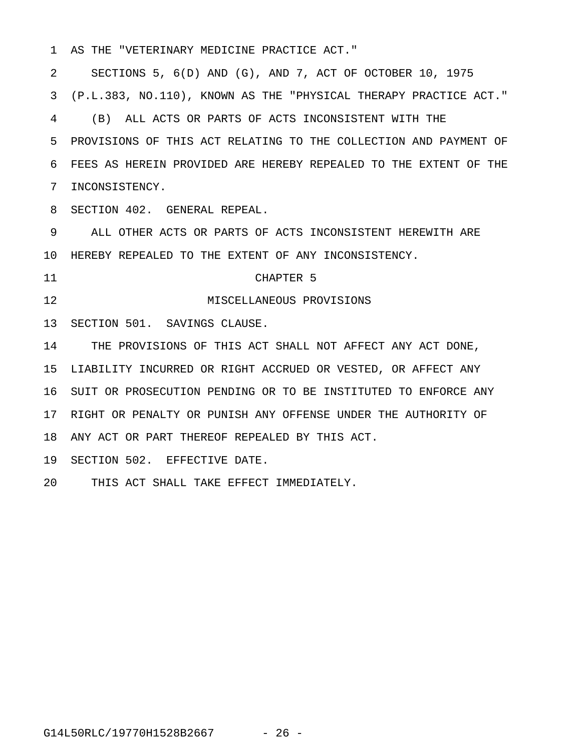AS THE "VETERINARY MEDICINE PRACTICE ACT."

SECTIONS 5, 6(D) AND (G), AND 7, ACT OF OCTOBER 10, 1975 (P.L.383, NO.110), KNOWN AS THE "PHYSICAL THERAPY PRACTICE ACT."

(B) ALL ACTS OR PARTS OF ACTS INCONSISTENT WITH THE PROVISIONS OF THIS ACT RELATING TO THE COLLECTION AND PAYMENT OF FEES AS HEREIN PROVIDED ARE HEREBY REPEALED TO THE EXTENT OF THE INCONSISTENCY.

SECTION 402. GENERAL REPEAL.

ALL OTHER ACTS OR PARTS OF ACTS INCONSISTENT HEREWITH ARE HEREBY REPEALED TO THE EXTENT OF ANY INCONSISTENCY.

## CHAPTER 5

## MISCELLANEOUS PROVISIONS

SECTION 501. SAVINGS CLAUSE.

THE PROVISIONS OF THIS ACT SHALL NOT AFFECT ANY ACT DONE, LIABILITY INCURRED OR RIGHT ACCRUED OR VESTED, OR AFFECT ANY SUIT OR PROSECUTION PENDING OR TO BE INSTITUTED TO ENFORCE ANY RIGHT OR PENALTY OR PUNISH ANY OFFENSE UNDER THE AUTHORITY OF ANY ACT OR PART THEREOF REPEALED BY THIS ACT.

SECTION 502. EFFECTIVE DATE.

THIS ACT SHALL TAKE EFFECT IMMEDIATELY.

G14L50RLC/19770H1528B2667